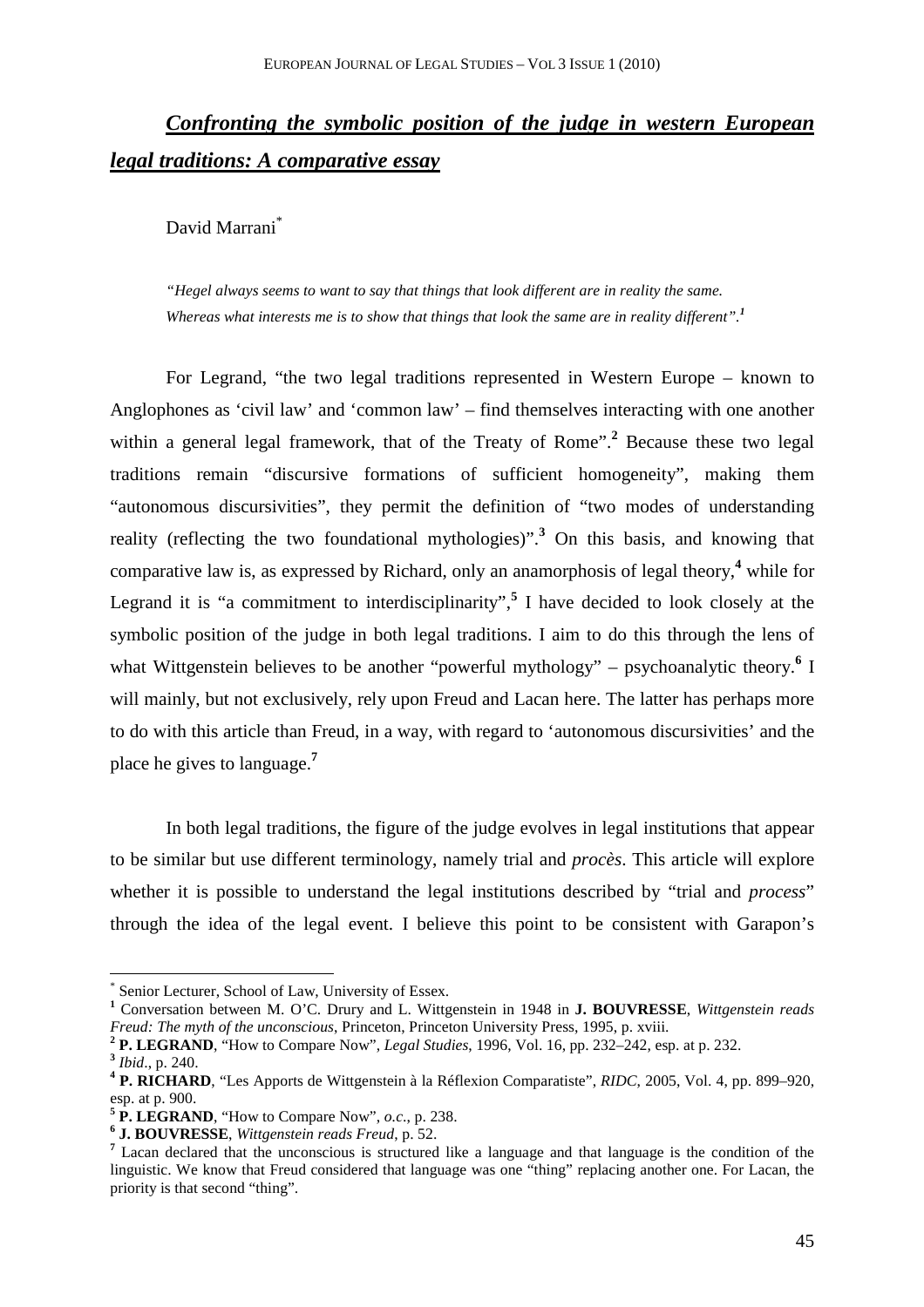# *Confronting the symbolic position of the judge in western European legal traditions: A comparative essay*

David Marrani[*]

> *"Hegel always seems to want to say that things that look different are in reality the same. Whereas what interests me is to show that things that look the same are in reality different".*[1]

For Legrand, "the two legal traditions represented in Western Europe – known to Anglophones as 'civil law' and 'common law' – find themselves interacting with one another within a general legal framework, that of the Treaty of Rome".[2] Because these two legal traditions remain "discursive formations of sufficient homogeneity", making them "autonomous discursivities", they permit the definition of "two modes of understanding reality (reflecting the two foundational mythologies)".[3] On this basis, and knowing that comparative law is, as expressed by Richard, only an anamorphosis of legal theory,[4] while for Legrand it is "a commitment to interdisciplinarity",[5] I have decided to look closely at the symbolic position of the judge in both legal traditions. I aim to do this through the lens of what Wittgenstein believes to be another "powerful mythology" – psychoanalytic theory.[6] I will mainly, but not exclusively, rely upon Freud and Lacan here. The latter has perhaps more to do with this article than Freud, in a way, with regard to 'autonomous discursivities' and the place he gives to language.[7]

In both legal traditions, the figure of the judge evolves in legal institutions that appear to be similar but use different terminology, namely trial and *procès*. This article will explore whether it is possible to understand the legal institutions described by "trial and *process*" through the idea of the legal event. I believe this point to be consistent with Garapon's

---

[*] Senior Lecturer, School of Law, University of Essex.

[1] Conversation between M. O'C. Drury and L. Wittgenstein in 1948 in **J. BOUVRESSE**, *Wittgenstein reads Freud: The myth of the unconscious*, Princeton, Princeton University Press, 1995, p. xviii.

[2] **P. LEGRAND**, "How to Compare Now", *Legal Studies*, 1996, Vol. 16, pp. 232–242, esp. at p. 232.

[3] *Ibid*., p. 240.

[4] **P. RICHARD**, "Les Apports de Wittgenstein à la Réflexion Comparatiste", *RIDC*, 2005, Vol. 4, pp. 899–920, esp. at p. 900.

[5] **P. LEGRAND**, "How to Compare Now", *o.c*., p. 238.

[6] **J. BOUVRESSE**, *Wittgenstein reads Freud*, p. 52.

[7] Lacan declared that the unconscious is structured like a language and that language is the condition of the linguistic. We know that Freud considered that language was one "thing" replacing another one. For Lacan, the priority is that second "thing".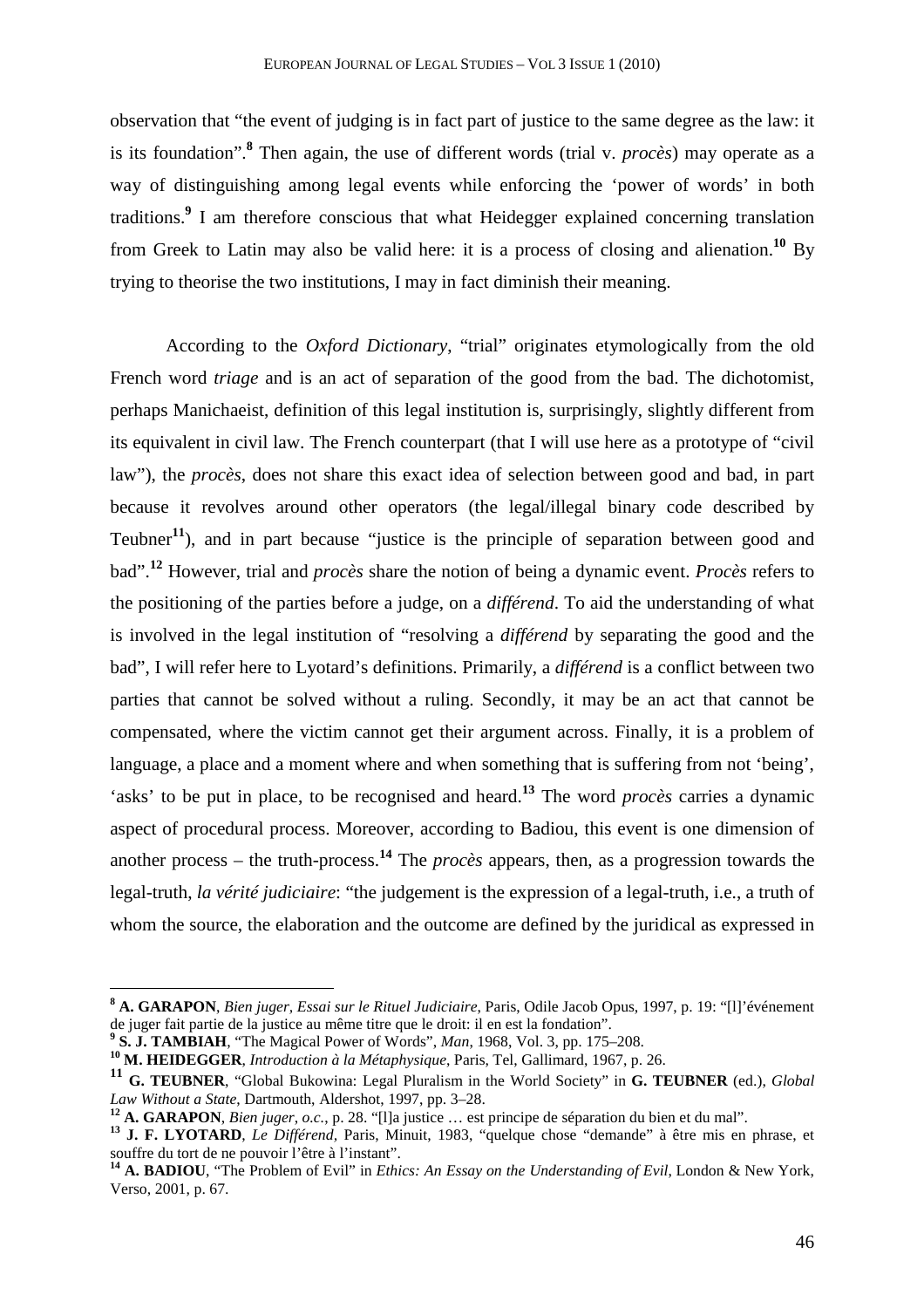observation that "the event of judging is in fact part of justice to the same degree as the law: it is its foundation".[8] Then again, the use of different words (trial v. *procès*) may operate as a way of distinguishing among legal events while enforcing the 'power of words' in both traditions.[9] I am therefore conscious that what Heidegger explained concerning translation from Greek to Latin may also be valid here: it is a process of closing and alienation.[10] By trying to theorise the two institutions, I may in fact diminish their meaning.

According to the *Oxford Dictionary*, "trial" originates etymologically from the old French word *triage* and is an act of separation of the good from the bad. The dichotomist, perhaps Manichaeist, definition of this legal institution is, surprisingly, slightly different from its equivalent in civil law. The French counterpart (that I will use here as a prototype of "civil law"), the *procès*, does not share this exact idea of selection between good and bad, in part because it revolves around other operators (the legal/illegal binary code described by Teubner[11]), and in part because "justice is the principle of separation between good and bad".[12] However, trial and *procès* share the notion of being a dynamic event. *Procès* refers to the positioning of the parties before a judge, on a *différend*. To aid the understanding of what is involved in the legal institution of "resolving a *différend* by separating the good and the bad", I will refer here to Lyotard's definitions. Primarily, a *différend* is a conflict between two parties that cannot be solved without a ruling. Secondly, it may be an act that cannot be compensated, where the victim cannot get their argument across. Finally, it is a problem of language, a place and a moment where and when something that is suffering from not 'being', 'asks' to be put in place, to be recognised and heard.[13] The word *procès* carries a dynamic aspect of procedural process. Moreover, according to Badiou, this event is one dimension of another process – the truth-process.[14] The *procès* appears, then, as a progression towards the legal-truth, *la vérité judiciaire*: "the judgement is the expression of a legal-truth, i.e., a truth of whom the source, the elaboration and the outcome are defined by the juridical as expressed in

---

[8] **A. GARAPON**, *Bien juger, Essai sur le Rituel Judiciaire*, Paris, Odile Jacob Opus, 1997, p. 19: "[l]'événement de juger fait partie de la justice au même titre que le droit: il en est la fondation".

[9] **S. J. TAMBIAH**, "The Magical Power of Words", *Man*, 1968, Vol. 3, pp. 175–208.

[10] **M. HEIDEGGER**, *Introduction à la Métaphysique*, Paris, Tel, Gallimard, 1967, p. 26.

[11] **G. TEUBNER**, "Global Bukowina: Legal Pluralism in the World Society" in **G. TEUBNER** (ed.), *Global Law Without a State*, Dartmouth, Aldershot, 1997, pp. 3–28.

[12] **A. GARAPON**, *Bien juger*, *o.c.*, p. 28. "[l]a justice … est principe de séparation du bien et du mal".

[13] **J. F. LYOTARD**, *Le Différend*, Paris, Minuit, 1983, "quelque chose "demande" à être mis en phrase, et souffre du tort de ne pouvoir l'être à l'instant".

[14] **A. BADIOU**, "The Problem of Evil" in *Ethics: An Essay on the Understanding of Evil*, London & New York, Verso, 2001, p. 67.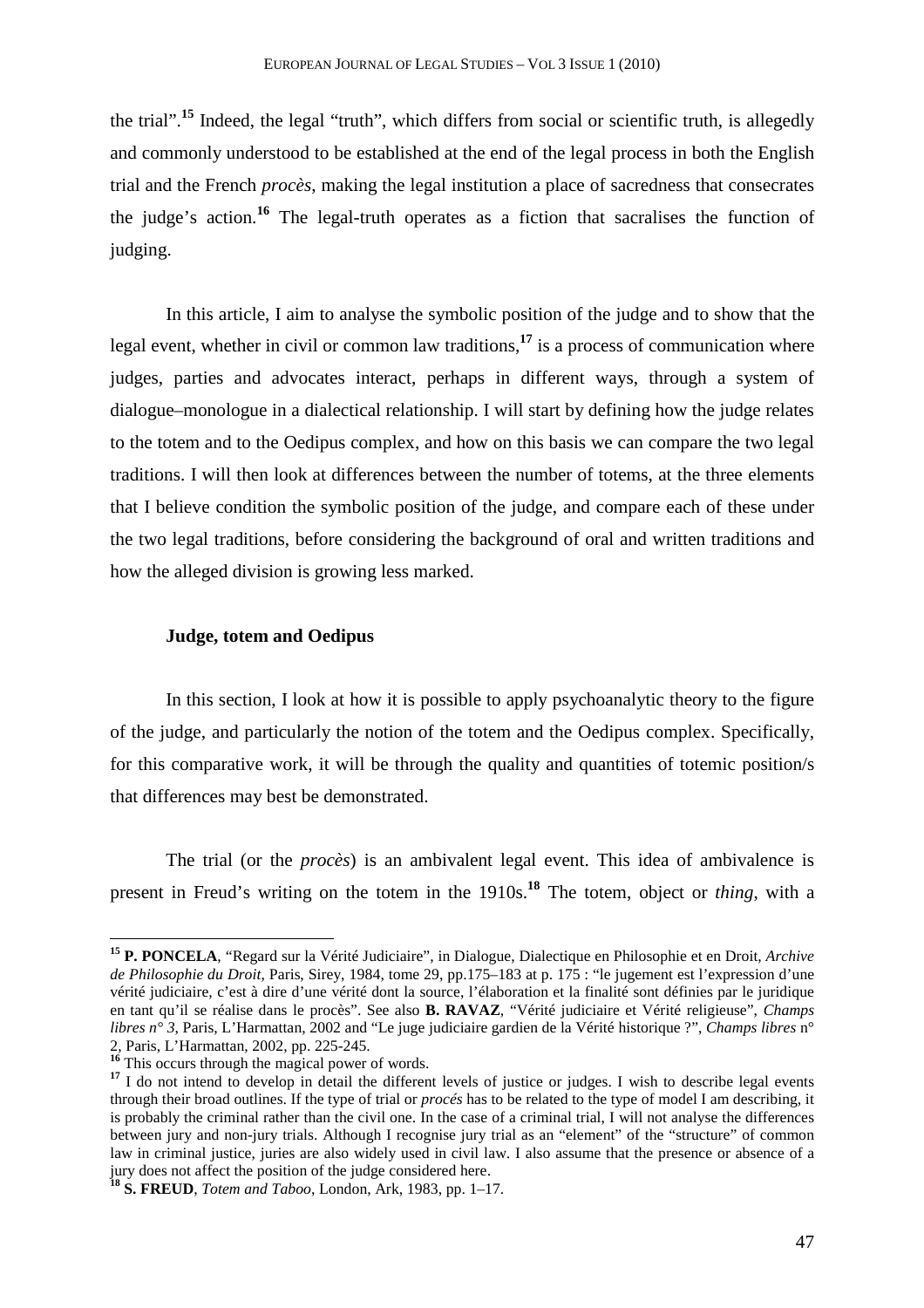the trial".[15] Indeed, the legal "truth", which differs from social or scientific truth, is allegedly and commonly understood to be established at the end of the legal process in both the English trial and the French *procès*, making the legal institution a place of sacredness that consecrates the judge's action.[16] The legal-truth operates as a fiction that sacralises the function of judging.

In this article, I aim to analyse the symbolic position of the judge and to show that the legal event, whether in civil or common law traditions,[17] is a process of communication where judges, parties and advocates interact, perhaps in different ways, through a system of dialogue–monologue in a dialectical relationship. I will start by defining how the judge relates to the totem and to the Oedipus complex, and how on this basis we can compare the two legal traditions. I will then look at differences between the number of totems, at the three elements that I believe condition the symbolic position of the judge, and compare each of these under the two legal traditions, before considering the background of oral and written traditions and how the alleged division is growing less marked.

**Judge, totem and Oedipus**

In this section, I look at how it is possible to apply psychoanalytic theory to the figure of the judge, and particularly the notion of the totem and the Oedipus complex. Specifically, for this comparative work, it will be through the quality and quantities of totemic position/s that differences may best be demonstrated.

The trial (or the *procès*) is an ambivalent legal event. This idea of ambivalence is present in Freud's writing on the totem in the 1910s.[18] The totem, object or *thing*, with a

---

[15] **P. PONCELA**, "Regard sur la Vérité Judiciaire", in Dialogue, Dialectique en Philosophie et en Droit, *Archive de Philosophie du Droit*, Paris, Sirey, 1984, tome 29, pp.175–183 at p. 175 : "le jugement est l'expression d'une vérité judiciaire, c'est à dire d'une vérité dont la source, l'élaboration et la finalité sont définies par le juridique en tant qu'il se réalise dans le procès". See also **B. RAVAZ**, "Vérité judiciaire et Vérité religieuse", *Champs libres n° 3,* Paris, L'Harmattan, 2002 and "Le juge judiciaire gardien de la Vérité historique ?", *Champs libres* n° 2, Paris, L'Harmattan, 2002, pp. 225-245.

[16] This occurs through the magical power of words.

[17] I do not intend to develop in detail the different levels of justice or judges. I wish to describe legal events through their broad outlines. If the type of trial or *procés* has to be related to the type of model I am describing, it is probably the criminal rather than the civil one. In the case of a criminal trial, I will not analyse the differences between jury and non-jury trials. Although I recognise jury trial as an "element" of the "structure" of common law in criminal justice, juries are also widely used in civil law. I also assume that the presence or absence of a jury does not affect the position of the judge considered here.

[18] **S. FREUD**, *Totem and Taboo*, London, Ark, 1983, pp. 1–17.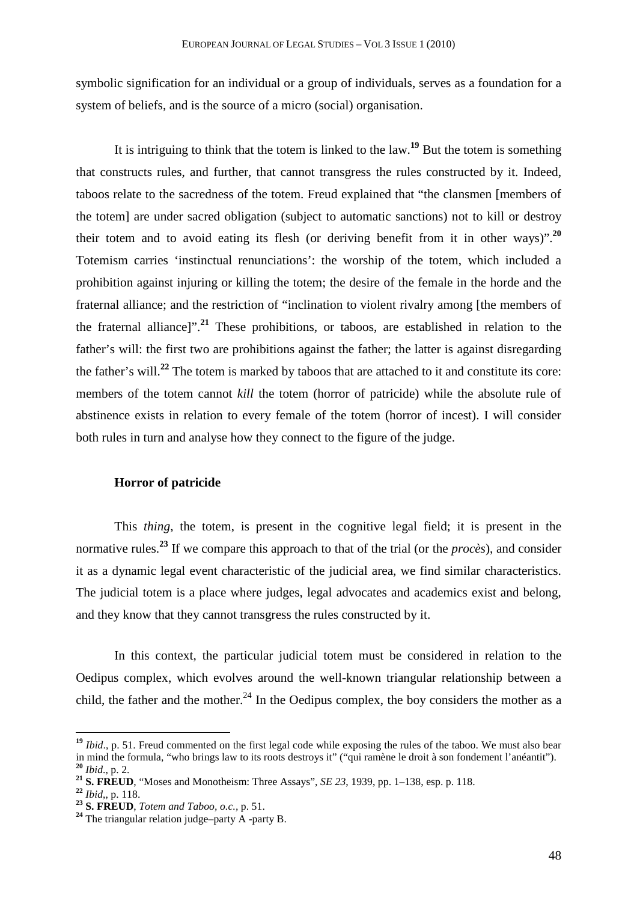symbolic signification for an individual or a group of individuals, serves as a foundation for a system of beliefs, and is the source of a micro (social) organisation.

It is intriguing to think that the totem is linked to the law.[19] But the totem is something that constructs rules, and further, that cannot transgress the rules constructed by it. Indeed, taboos relate to the sacredness of the totem. Freud explained that "the clansmen [members of the totem] are under sacred obligation (subject to automatic sanctions) not to kill or destroy their totem and to avoid eating its flesh (or deriving benefit from it in other ways)".[20] Totemism carries 'instinctual renunciations': the worship of the totem, which included a prohibition against injuring or killing the totem; the desire of the female in the horde and the fraternal alliance; and the restriction of "inclination to violent rivalry among [the members of the fraternal alliance]".[21] These prohibitions, or taboos, are established in relation to the father's will: the first two are prohibitions against the father; the latter is against disregarding the father's will.[22] The totem is marked by taboos that are attached to it and constitute its core: members of the totem cannot *kill* the totem (horror of patricide) while the absolute rule of abstinence exists in relation to every female of the totem (horror of incest). I will consider both rules in turn and analyse how they connect to the figure of the judge.

### Horror of patricide

This *thing*, the totem, is present in the cognitive legal field; it is present in the normative rules.[23] If we compare this approach to that of the trial (or the *procès*), and consider it as a dynamic legal event characteristic of the judicial area, we find similar characteristics. The judicial totem is a place where judges, legal advocates and academics exist and belong, and they know that they cannot transgress the rules constructed by it.

In this context, the particular judicial totem must be considered in relation to the Oedipus complex, which evolves around the well-known triangular relationship between a child, the father and the mother.[24] In the Oedipus complex, the boy considers the mother as a

---

[19] *Ibid*., p. 51. Freud commented on the first legal code while exposing the rules of the taboo. We must also bear in mind the formula, "who brings law to its roots destroys it" ("qui ramène le droit à son fondement l'anéantit").

[20] *Ibid*., p. 2.

[21] **S. FREUD**, "Moses and Monotheism: Three Assays", *SE 23*, 1939, pp. 1–138, esp. p. 118.

[22] *Ibid*,, p. 118.

[23] **S. FREUD**, *Totem and Taboo, o.c.*, p. 51.

[24] The triangular relation judge–party A -party B.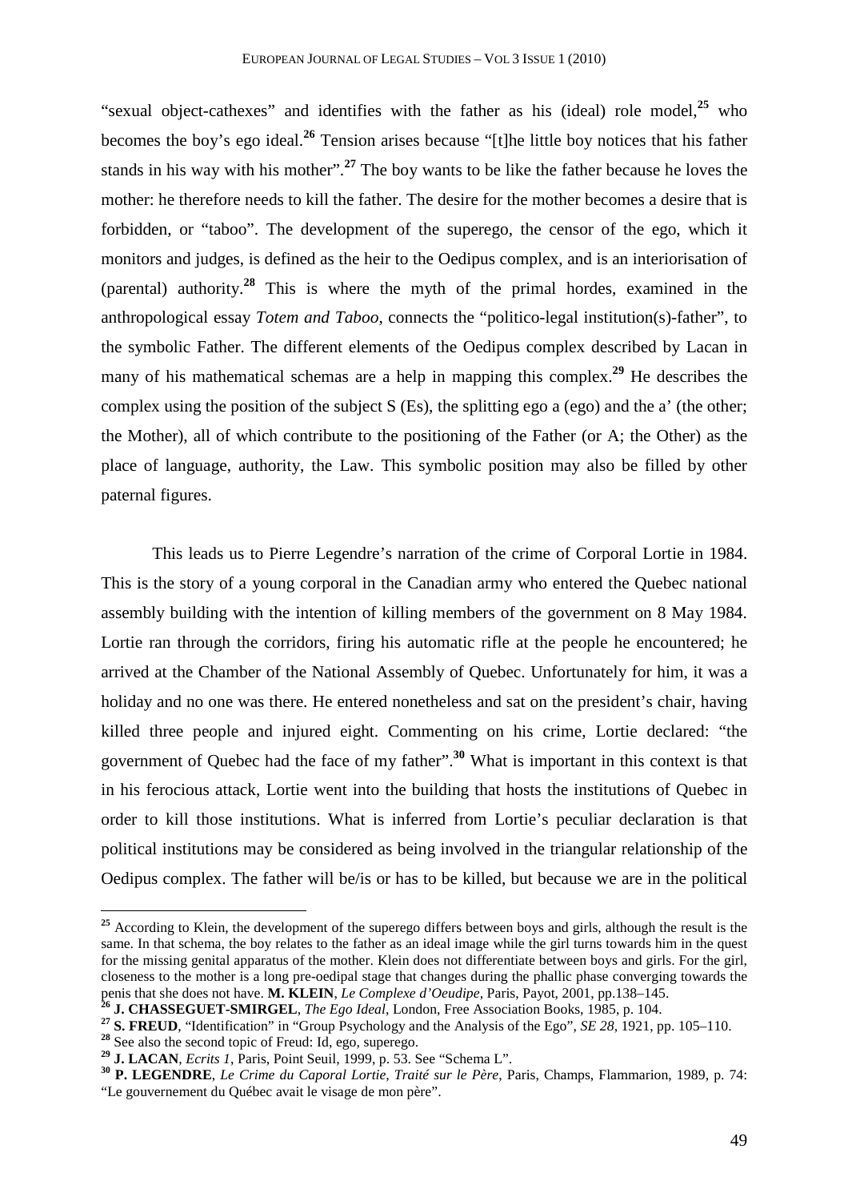"sexual object-cathexes" and identifies with the father as his (ideal) role model,[25] who becomes the boy's ego ideal.[26] Tension arises because "[t]he little boy notices that his father stands in his way with his mother".[27] The boy wants to be like the father because he loves the mother: he therefore needs to kill the father. The desire for the mother becomes a desire that is forbidden, or "taboo". The development of the superego, the censor of the ego, which it monitors and judges, is defined as the heir to the Oedipus complex, and is an interiorisation of (parental) authority.[28] This is where the myth of the primal hordes, examined in the anthropological essay *Totem and Taboo*, connects the "politico-legal institution(s)-father", to the symbolic Father. The different elements of the Oedipus complex described by Lacan in many of his mathematical schemas are a help in mapping this complex.[29] He describes the complex using the position of the subject S (Es), the splitting ego a (ego) and the a' (the other; the Mother), all of which contribute to the positioning of the Father (or A; the Other) as the place of language, authority, the Law. This symbolic position may also be filled by other paternal figures.

This leads us to Pierre Legendre's narration of the crime of Corporal Lortie in 1984. This is the story of a young corporal in the Canadian army who entered the Quebec national assembly building with the intention of killing members of the government on 8 May 1984. Lortie ran through the corridors, firing his automatic rifle at the people he encountered; he arrived at the Chamber of the National Assembly of Quebec. Unfortunately for him, it was a holiday and no one was there. He entered nonetheless and sat on the president's chair, having killed three people and injured eight. Commenting on his crime, Lortie declared: "the government of Quebec had the face of my father".[30] What is important in this context is that in his ferocious attack, Lortie went into the building that hosts the institutions of Quebec in order to kill those institutions. What is inferred from Lortie's peculiar declaration is that political institutions may be considered as being involved in the triangular relationship of the Oedipus complex. The father will be/is or has to be killed, but because we are in the political

---

[25] According to Klein, the development of the superego differs between boys and girls, although the result is the same. In that schema, the boy relates to the father as an ideal image while the girl turns towards him in the quest for the missing genital apparatus of the mother. Klein does not differentiate between boys and girls. For the girl, closeness to the mother is a long pre-oedipal stage that changes during the phallic phase converging towards the penis that she does not have. **M. KLEIN**, *Le Complexe d'Oeudipe*, Paris, Payot, 2001, pp.138–145.

[26] **J. CHASSEGUET-SMIRGEL**, *The Ego Ideal*, London, Free Association Books, 1985, p. 104.

[27] **S. FREUD**, "Identification" in "Group Psychology and the Analysis of the Ego", *SE 28*, 1921, pp. 105–110.

[28] See also the second topic of Freud: Id, ego, superego.

[29] **J. LACAN**, *Ecrits 1*, Paris, Point Seuil, 1999, p. 53. See "Schema L".

[30] **P. LEGENDRE**, *Le Crime du Caporal Lortie, Traité sur le Père*, Paris, Champs, Flammarion, 1989, p. 74: "Le gouvernement du Québec avait le visage de mon père".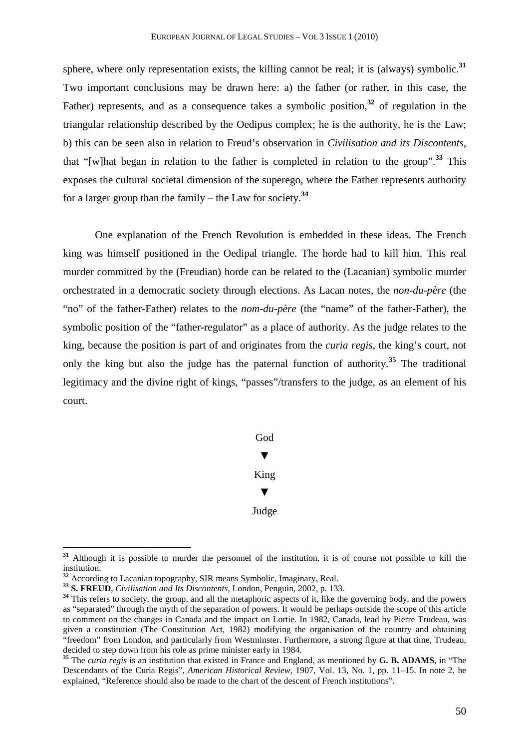sphere, where only representation exists, the killing cannot be real; it is (always) symbolic.[31] Two important conclusions may be drawn here: a) the father (or rather, in this case, the Father) represents, and as a consequence takes a symbolic position,[32] of regulation in the triangular relationship described by the Oedipus complex; he is the authority, he is the Law; b) this can be seen also in relation to Freud's observation in *Civilisation and its Discontents*, that "[w]hat began in relation to the father is completed in relation to the group".[33] This exposes the cultural societal dimension of the superego, where the Father represents authority for a larger group than the family – the Law for society.[34]

One explanation of the French Revolution is embedded in these ideas. The French king was himself positioned in the Oedipal triangle. The horde had to kill him. This real murder committed by the (Freudian) horde can be related to the (Lacanian) symbolic murder orchestrated in a democratic society through elections. As Lacan notes, the *non-du-père* (the "no" of the father-Father) relates to the *nom-du-père* (the "name" of the father-Father), the symbolic position of the "father-regulator" as a place of authority. As the judge relates to the king, because the position is part of and originates from the *curia regis*, the king's court, not only the king but also the judge has the paternal function of authority.[35] The traditional legitimacy and the divine right of kings, "passes"/transfers to the judge, as an element of his court.

God
▼
King
▼
Judge

---

[31] Although it is possible to murder the personnel of the institution, it is of course not possible to kill the institution.

[32] According to Lacanian topography, SIR means Symbolic, Imaginary, Real.

[33] **S. FREUD**, *Civilisation and Its Discontents*, London, Penguin, 2002, p. 133.

[34] This refers to society, the group, and all the metaphoric aspects of it, like the governing body, and the powers as "separated" through the myth of the separation of powers. It would be perhaps outside the scope of this article to comment on the changes in Canada and the impact on Lortie. In 1982, Canada, lead by Pierre Trudeau, was given a constitution (The Constitution Act, 1982) modifying the organisation of the country and obtaining "freedom" from London, and particularly from Westminster. Furthermore, a strong figure at that time, Trudeau, decided to step down from his role as prime minister early in 1984.

[35] The *curia regis* is an institution that existed in France and England, as mentioned by **G. B. ADAMS**, in "The Descendants of the Curia Regis", *American Historical Review*, 1907, Vol. 13, No. 1, pp. 11–15. In note 2, he explained, "Reference should also be made to the chart of the descent of French institutions".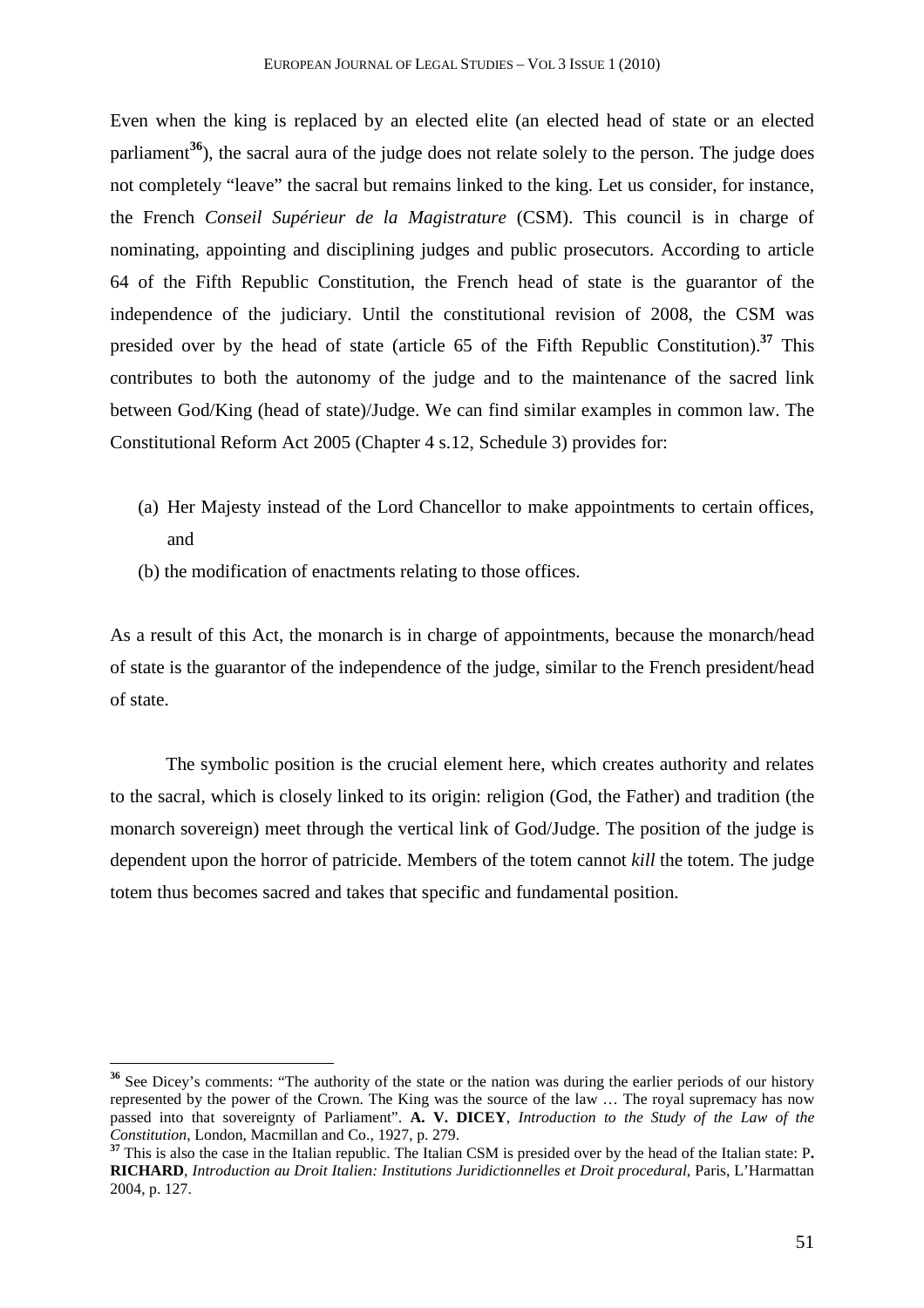Even when the king is replaced by an elected elite (an elected head of state or an elected parliament[36]), the sacral aura of the judge does not relate solely to the person. The judge does not completely "leave" the sacral but remains linked to the king. Let us consider, for instance, the French *Conseil Supérieur de la Magistrature* (CSM). This council is in charge of nominating, appointing and disciplining judges and public prosecutors. According to article 64 of the Fifth Republic Constitution, the French head of state is the guarantor of the independence of the judiciary. Until the constitutional revision of 2008, the CSM was presided over by the head of state (article 65 of the Fifth Republic Constitution).[37] This contributes to both the autonomy of the judge and to the maintenance of the sacred link between God/King (head of state)/Judge. We can find similar examples in common law. The Constitutional Reform Act 2005 (Chapter 4 s.12, Schedule 3) provides for:

(a) Her Majesty instead of the Lord Chancellor to make appointments to certain offices, and

(b) the modification of enactments relating to those offices.

As a result of this Act, the monarch is in charge of appointments, because the monarch/head of state is the guarantor of the independence of the judge, similar to the French president/head of state.

The symbolic position is the crucial element here, which creates authority and relates to the sacral, which is closely linked to its origin: religion (God, the Father) and tradition (the monarch sovereign) meet through the vertical link of God/Judge. The position of the judge is dependent upon the horror of patricide. Members of the totem cannot *kill* the totem. The judge totem thus becomes sacred and takes that specific and fundamental position.

---

[36] See Dicey's comments: "The authority of the state or the nation was during the earlier periods of our history represented by the power of the Crown. The King was the source of the law … The royal supremacy has now passed into that sovereignty of Parliament". **A. V. DICEY**, *Introduction to the Study of the Law of the Constitution*, London, Macmillan and Co., 1927, p. 279.

[37] This is also the case in the Italian republic. The Italian CSM is presided over by the head of the Italian state: P**. RICHARD**, *Introduction au Droit Italien: Institutions Juridictionnelles et Droit procedural*, Paris, L'Harmattan 2004, p. 127.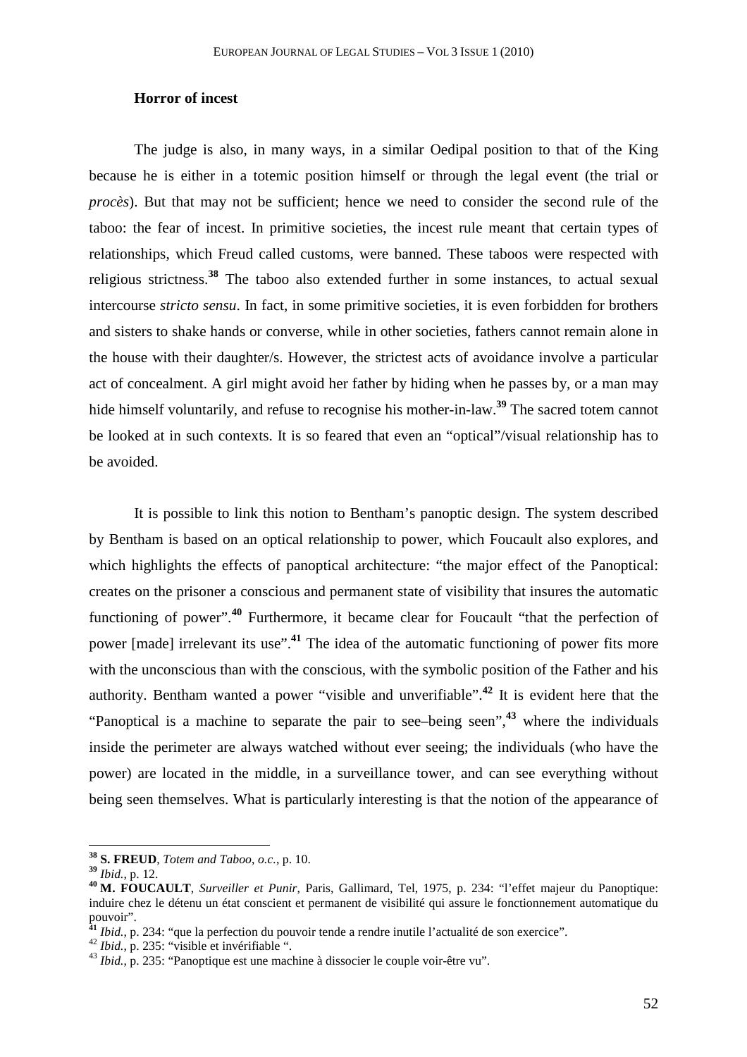**Horror of incest**

The judge is also, in many ways, in a similar Oedipal position to that of the King because he is either in a totemic position himself or through the legal event (the trial or *procès*). But that may not be sufficient; hence we need to consider the second rule of the taboo: the fear of incest. In primitive societies, the incest rule meant that certain types of relationships, which Freud called customs, were banned. These taboos were respected with religious strictness.[38] The taboo also extended further in some instances, to actual sexual intercourse *stricto sensu*. In fact, in some primitive societies, it is even forbidden for brothers and sisters to shake hands or converse, while in other societies, fathers cannot remain alone in the house with their daughter/s. However, the strictest acts of avoidance involve a particular act of concealment. A girl might avoid her father by hiding when he passes by, or a man may hide himself voluntarily, and refuse to recognise his mother-in-law.[39] The sacred totem cannot be looked at in such contexts. It is so feared that even an "optical"/visual relationship has to be avoided.

It is possible to link this notion to Bentham's panoptic design. The system described by Bentham is based on an optical relationship to power, which Foucault also explores, and which highlights the effects of panoptical architecture: "the major effect of the Panoptical: creates on the prisoner a conscious and permanent state of visibility that insures the automatic functioning of power".[40] Furthermore, it became clear for Foucault "that the perfection of power [made] irrelevant its use".[41] The idea of the automatic functioning of power fits more with the unconscious than with the conscious, with the symbolic position of the Father and his authority. Bentham wanted a power "visible and unverifiable".[42] It is evident here that the "Panoptical is a machine to separate the pair to see–being seen",[43] where the individuals inside the perimeter are always watched without ever seeing; the individuals (who have the power) are located in the middle, in a surveillance tower, and can see everything without being seen themselves. What is particularly interesting is that the notion of the appearance of

---

[38] **S. FREUD**, *Totem and Taboo*, *o.c.*, p. 10.

[39] *Ibid.*, p. 12.

[40] **M. FOUCAULT**, *Surveiller et Punir*, Paris, Gallimard, Tel, 1975, p. 234: "l'effet majeur du Panoptique: induire chez le détenu un état conscient et permanent de visibilité qui assure le fonctionnement automatique du pouvoir".

[41] *Ibid.*, p. 234: "que la perfection du pouvoir tende a rendre inutile l'actualité de son exercice".

[42] *Ibid.*, p. 235: "visible et invérifiable ".

[43] *Ibid.*, p. 235: "Panoptique est une machine à dissocier le couple voir-être vu".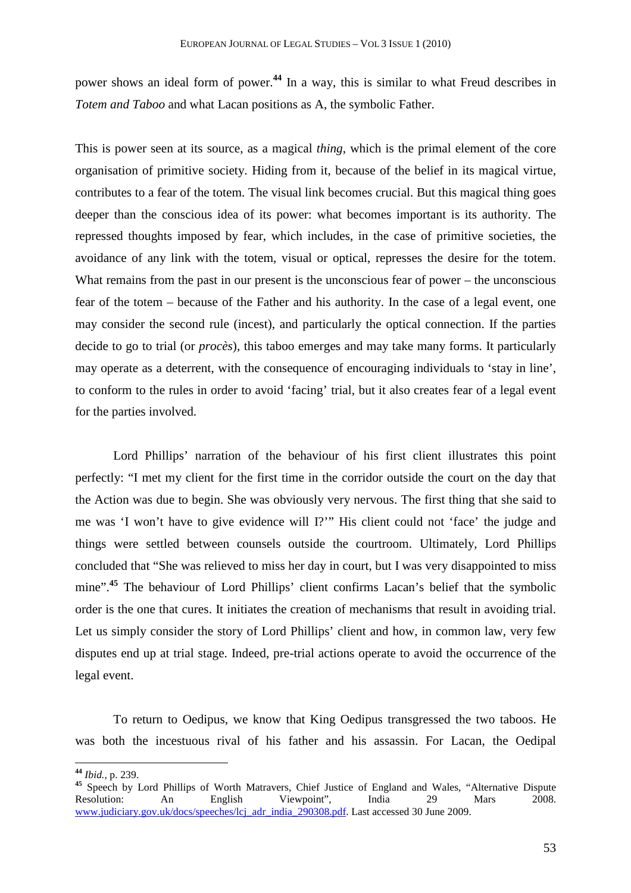power shows an ideal form of power.[44] In a way, this is similar to what Freud describes in *Totem and Taboo* and what Lacan positions as A, the symbolic Father.

This is power seen at its source, as a magical *thing*, which is the primal element of the core organisation of primitive society. Hiding from it, because of the belief in its magical virtue, contributes to a fear of the totem. The visual link becomes crucial. But this magical thing goes deeper than the conscious idea of its power: what becomes important is its authority. The repressed thoughts imposed by fear, which includes, in the case of primitive societies, the avoidance of any link with the totem, visual or optical, represses the desire for the totem. What remains from the past in our present is the unconscious fear of power – the unconscious fear of the totem – because of the Father and his authority. In the case of a legal event, one may consider the second rule (incest), and particularly the optical connection. If the parties decide to go to trial (or *procès*), this taboo emerges and may take many forms. It particularly may operate as a deterrent, with the consequence of encouraging individuals to 'stay in line', to conform to the rules in order to avoid 'facing' trial, but it also creates fear of a legal event for the parties involved.

Lord Phillips' narration of the behaviour of his first client illustrates this point perfectly: "I met my client for the first time in the corridor outside the court on the day that the Action was due to begin. She was obviously very nervous. The first thing that she said to me was 'I won't have to give evidence will I?'" His client could not 'face' the judge and things were settled between counsels outside the courtroom. Ultimately, Lord Phillips concluded that "She was relieved to miss her day in court, but I was very disappointed to miss mine".[45] The behaviour of Lord Phillips' client confirms Lacan's belief that the symbolic order is the one that cures. It initiates the creation of mechanisms that result in avoiding trial. Let us simply consider the story of Lord Phillips' client and how, in common law, very few disputes end up at trial stage. Indeed, pre-trial actions operate to avoid the occurrence of the legal event.

To return to Oedipus, we know that King Oedipus transgressed the two taboos. He was both the incestuous rival of his father and his assassin. For Lacan, the Oedipal

---

[44] *Ibid.*, p. 239.

[45] Speech by Lord Phillips of Worth Matravers, Chief Justice of England and Wales, "Alternative Dispute Resolution: An English Viewpoint", India 29 Mars 2008. www.judiciary.gov.uk/docs/speeches/lcj_adr_india_290308.pdf. Last accessed 30 June 2009.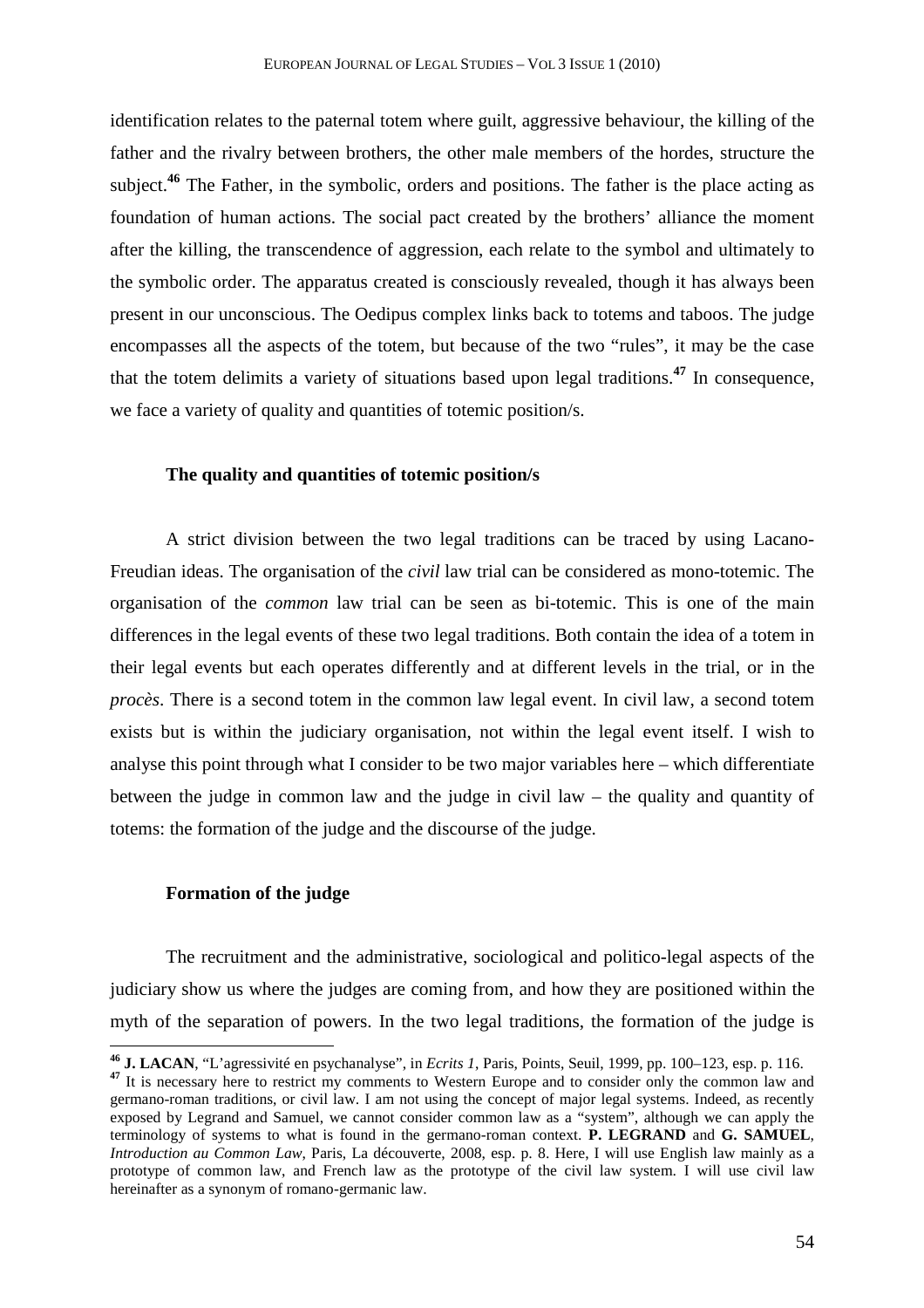identification relates to the paternal totem where guilt, aggressive behaviour, the killing of the father and the rivalry between brothers, the other male members of the hordes, structure the subject.[46] The Father, in the symbolic, orders and positions. The father is the place acting as foundation of human actions. The social pact created by the brothers' alliance the moment after the killing, the transcendence of aggression, each relate to the symbol and ultimately to the symbolic order. The apparatus created is consciously revealed, though it has always been present in our unconscious. The Oedipus complex links back to totems and taboos. The judge encompasses all the aspects of the totem, but because of the two "rules", it may be the case that the totem delimits a variety of situations based upon legal traditions.[47] In consequence, we face a variety of quality and quantities of totemic position/s.

### The quality and quantities of totemic position/s

A strict division between the two legal traditions can be traced by using Lacano-Freudian ideas. The organisation of the *civil* law trial can be considered as mono-totemic. The organisation of the *common* law trial can be seen as bi-totemic. This is one of the main differences in the legal events of these two legal traditions. Both contain the idea of a totem in their legal events but each operates differently and at different levels in the trial, or in the *procès*. There is a second totem in the common law legal event. In civil law, a second totem exists but is within the judiciary organisation, not within the legal event itself. I wish to analyse this point through what I consider to be two major variables here – which differentiate between the judge in common law and the judge in civil law – the quality and quantity of totems: the formation of the judge and the discourse of the judge.

### Formation of the judge

The recruitment and the administrative, sociological and politico-legal aspects of the judiciary show us where the judges are coming from, and how they are positioned within the myth of the separation of powers. In the two legal traditions, the formation of the judge is

---

[46] **J. LACAN**, "L'agressivité en psychanalyse", in *Ecrits 1*, Paris, Points, Seuil, 1999, pp. 100–123, esp. p. 116.

[47] It is necessary here to restrict my comments to Western Europe and to consider only the common law and germano-roman traditions, or civil law. I am not using the concept of major legal systems. Indeed, as recently exposed by Legrand and Samuel, we cannot consider common law as a "system", although we can apply the terminology of systems to what is found in the germano-roman context. **P. LEGRAND** and **G. SAMUEL**, *Introduction au Common Law*, Paris, La découverte, 2008, esp. p. 8. Here, I will use English law mainly as a prototype of common law, and French law as the prototype of the civil law system. I will use civil law hereinafter as a synonym of romano-germanic law.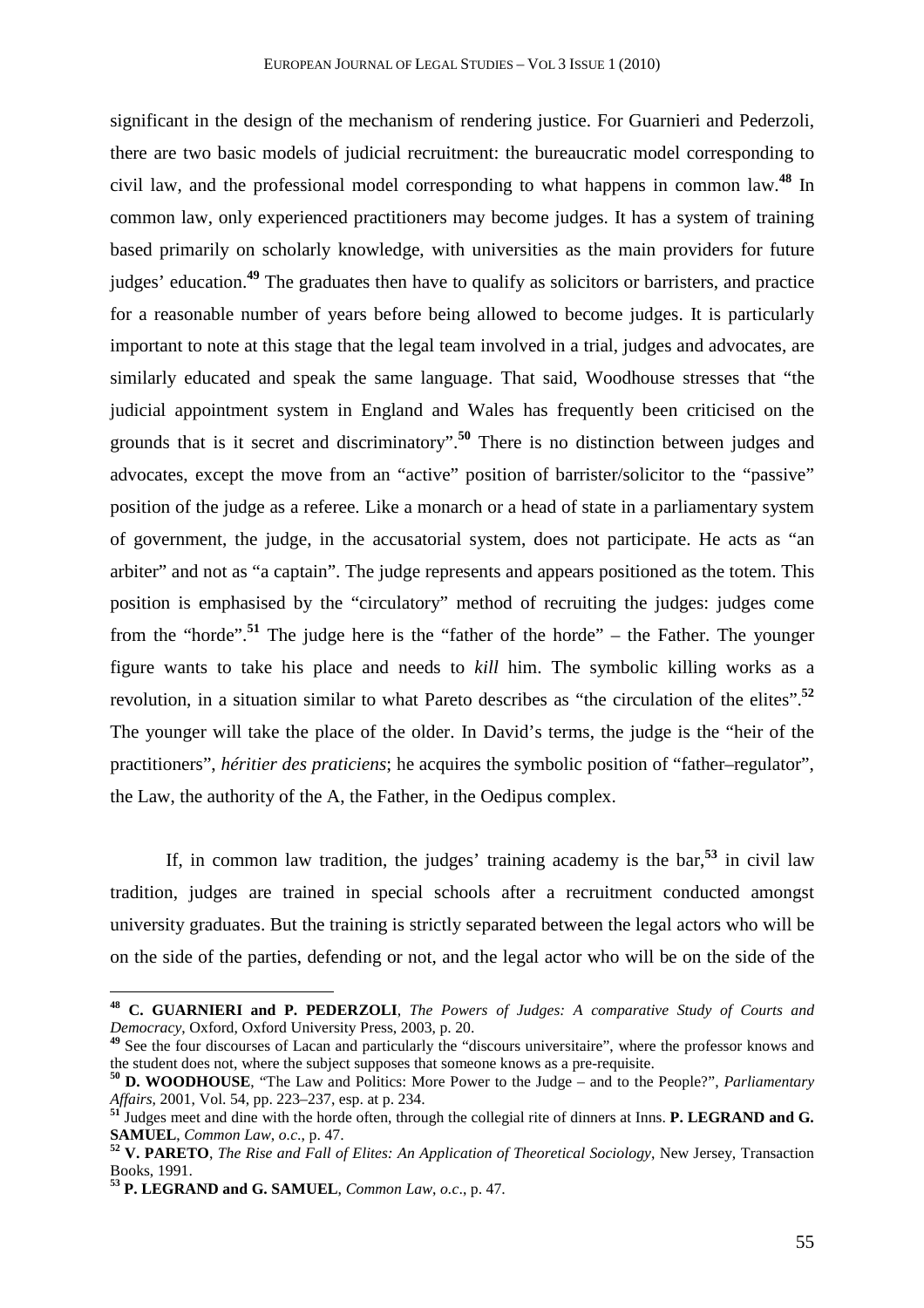significant in the design of the mechanism of rendering justice. For Guarnieri and Pederzoli, there are two basic models of judicial recruitment: the bureaucratic model corresponding to civil law, and the professional model corresponding to what happens in common law.[48] In common law, only experienced practitioners may become judges. It has a system of training based primarily on scholarly knowledge, with universities as the main providers for future judges' education.[49] The graduates then have to qualify as solicitors or barristers, and practice for a reasonable number of years before being allowed to become judges. It is particularly important to note at this stage that the legal team involved in a trial, judges and advocates, are similarly educated and speak the same language. That said, Woodhouse stresses that "the judicial appointment system in England and Wales has frequently been criticised on the grounds that is it secret and discriminatory".[50] There is no distinction between judges and advocates, except the move from an "active" position of barrister/solicitor to the "passive" position of the judge as a referee. Like a monarch or a head of state in a parliamentary system of government, the judge, in the accusatorial system, does not participate. He acts as "an arbiter" and not as "a captain". The judge represents and appears positioned as the totem. This position is emphasised by the "circulatory" method of recruiting the judges: judges come from the "horde".[51] The judge here is the "father of the horde" – the Father. The younger figure wants to take his place and needs to *kill* him. The symbolic killing works as a revolution, in a situation similar to what Pareto describes as "the circulation of the elites".[52] The younger will take the place of the older. In David's terms, the judge is the "heir of the practitioners", *héritier des praticiens*; he acquires the symbolic position of "father–regulator", the Law, the authority of the A, the Father, in the Oedipus complex.

If, in common law tradition, the judges' training academy is the bar,[53] in civil law tradition, judges are trained in special schools after a recruitment conducted amongst university graduates. But the training is strictly separated between the legal actors who will be on the side of the parties, defending or not, and the legal actor who will be on the side of the

---

[48] **C. GUARNIERI and P. PEDERZOLI**, *The Powers of Judges: A comparative Study of Courts and Democracy*, Oxford, Oxford University Press, 2003, p. 20.

[49] See the four discourses of Lacan and particularly the "discours universitaire", where the professor knows and the student does not, where the subject supposes that someone knows as a pre-requisite.

[50] **D. WOODHOUSE**, "The Law and Politics: More Power to the Judge – and to the People?", *Parliamentary Affairs*, 2001, Vol. 54, pp. 223–237, esp. at p. 234.

[51] Judges meet and dine with the horde often, through the collegial rite of dinners at Inns. **P. LEGRAND and G. SAMUEL**, *Common Law*, *o.c.*, p. 47.

[52] **V. PARETO**, *The Rise and Fall of Elites: An Application of Theoretical Sociology*, New Jersey, Transaction Books, 1991.

[53] **P. LEGRAND and G. SAMUEL**, *Common Law*, *o.c*., p. 47.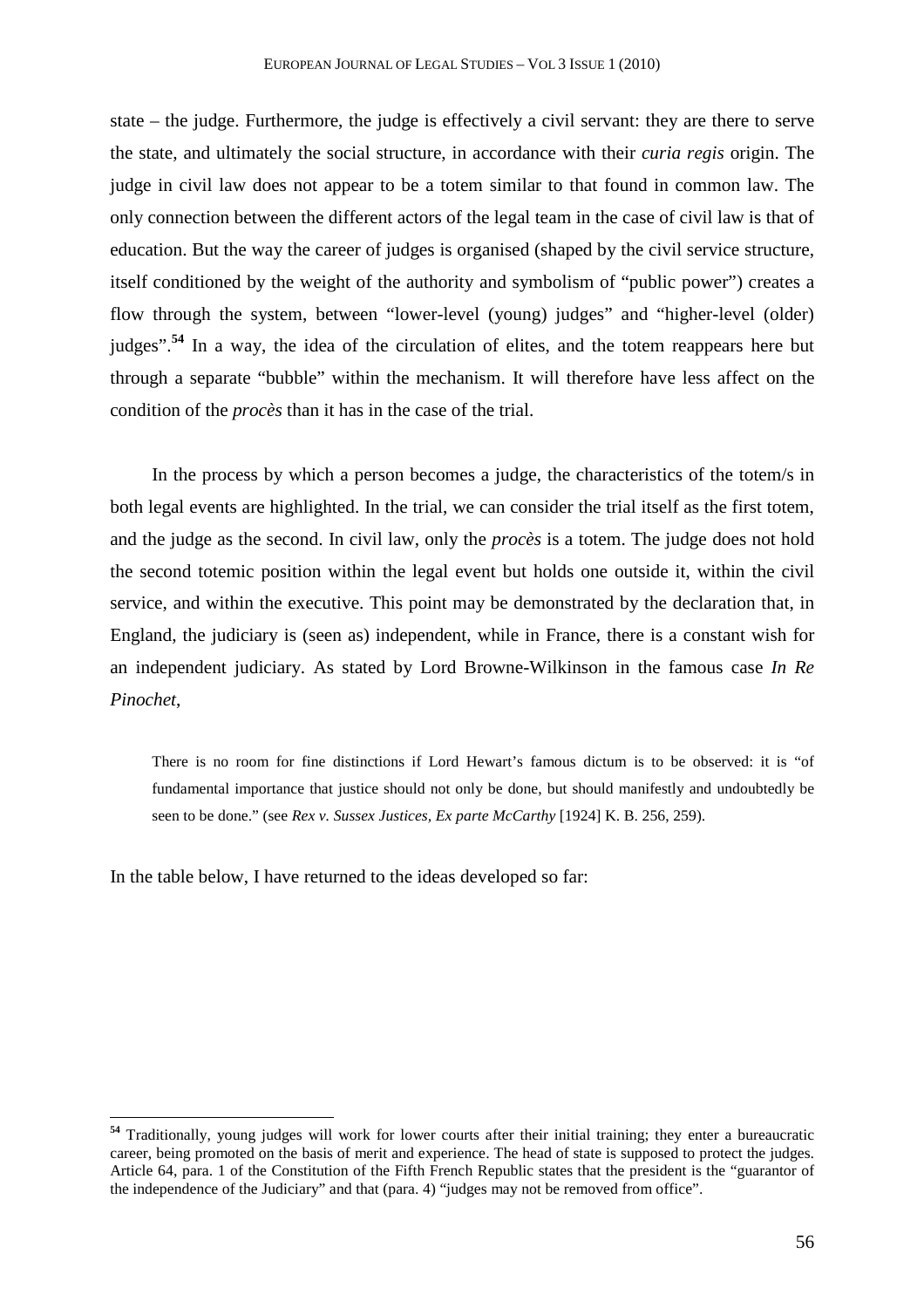state – the judge. Furthermore, the judge is effectively a civil servant: they are there to serve the state, and ultimately the social structure, in accordance with their *curia regis* origin. The judge in civil law does not appear to be a totem similar to that found in common law. The only connection between the different actors of the legal team in the case of civil law is that of education. But the way the career of judges is organised (shaped by the civil service structure, itself conditioned by the weight of the authority and symbolism of "public power") creates a flow through the system, between "lower-level (young) judges" and "higher-level (older) judges".[54] In a way, the idea of the circulation of elites, and the totem reappears here but through a separate "bubble" within the mechanism. It will therefore have less affect on the condition of the *procès* than it has in the case of the trial.

In the process by which a person becomes a judge, the characteristics of the totem/s in both legal events are highlighted. In the trial, we can consider the trial itself as the first totem, and the judge as the second. In civil law, only the *procès* is a totem. The judge does not hold the second totemic position within the legal event but holds one outside it, within the civil service, and within the executive. This point may be demonstrated by the declaration that, in England, the judiciary is (seen as) independent, while in France, there is a constant wish for an independent judiciary. As stated by Lord Browne-Wilkinson in the famous case *In Re Pinochet*,

> There is no room for fine distinctions if Lord Hewart's famous dictum is to be observed: it is "of fundamental importance that justice should not only be done, but should manifestly and undoubtedly be seen to be done." (see *Rex v. Sussex Justices, Ex parte McCarthy* [1924] K. B. 256, 259).

In the table below, I have returned to the ideas developed so far:

[54] Traditionally, young judges will work for lower courts after their initial training; they enter a bureaucratic career, being promoted on the basis of merit and experience. The head of state is supposed to protect the judges. Article 64, para. 1 of the Constitution of the Fifth French Republic states that the president is the "guarantor of the independence of the Judiciary" and that (para. 4) "judges may not be removed from office".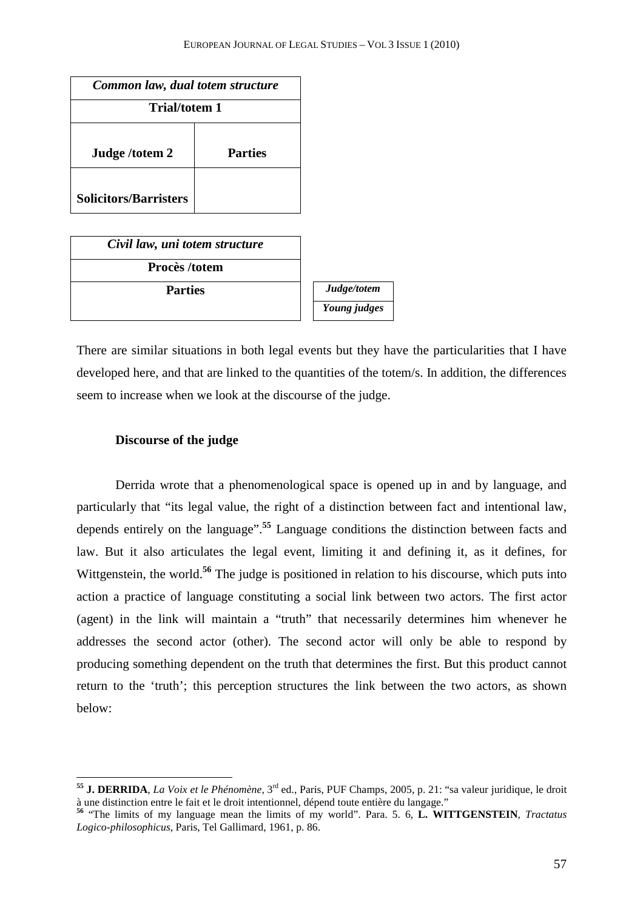| *Common law, dual totem structure* | |
|---|---|
| **Trial/totem 1** | |
| **Judge /totem 2** | **Parties** |
| **Solicitors/Barristers** | |

| *Civil law, uni totem structure* | |
|---|---|
| **Procès /totem** | |
| **Parties** | ***Judge/totem*** |
| | ***Young judges*** |

There are similar situations in both legal events but they have the particularities that I have developed here, and that are linked to the quantities of the totem/s. In addition, the differences seem to increase when we look at the discourse of the judge.

**Discourse of the judge**

Derrida wrote that a phenomenological space is opened up in and by language, and particularly that "its legal value, the right of a distinction between fact and intentional law, depends entirely on the language".[55] Language conditions the distinction between facts and law. But it also articulates the legal event, limiting it and defining it, as it defines, for Wittgenstein, the world.[56] The judge is positioned in relation to his discourse, which puts into action a practice of language constituting a social link between two actors. The first actor (agent) in the link will maintain a "truth" that necessarily determines him whenever he addresses the second actor (other). The second actor will only be able to respond by producing something dependent on the truth that determines the first. But this product cannot return to the 'truth'; this perception structures the link between the two actors, as shown below:

---

[55] **J. DERRIDA**, *La Voix et le Phénomène*, 3rd ed., Paris, PUF Champs, 2005, p. 21: "sa valeur juridique, le droit à une distinction entre le fait et le droit intentionnel, dépend toute entière du langage."

[56] "The limits of my language mean the limits of my world". Para. 5. 6, **L. WITTGENSTEIN**, *Tractatus Logico-philosophicus*, Paris, Tel Gallimard, 1961, p. 86.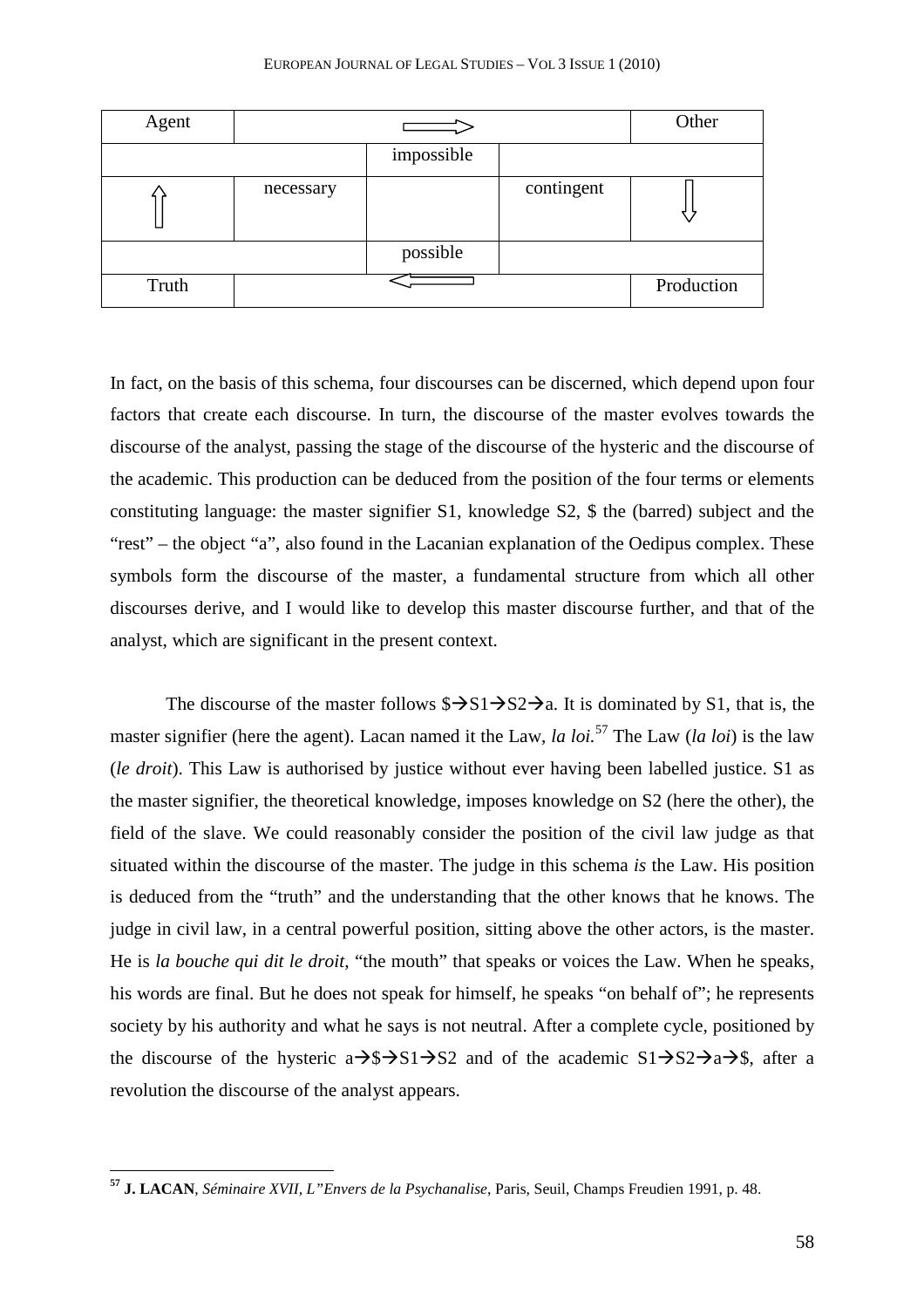| Agent | → | | | Other |
|---|---|---|---|---|
| | | impossible | | |
| ↑ | necessary | | contingent | ↓ |
| | | possible | | |
| Truth | ← | | | Production |

In fact, on the basis of this schema, four discourses can be discerned, which depend upon four factors that create each discourse. In turn, the discourse of the master evolves towards the discourse of the analyst, passing the stage of the discourse of the hysteric and the discourse of the academic. This production can be deduced from the position of the four terms or elements constituting language: the master signifier S1, knowledge S2, $ the (barred) subject and the "rest" – the object "a", also found in the Lacanian explanation of the Oedipus complex. These symbols form the discourse of the master, a fundamental structure from which all other discourses derive, and I would like to develop this master discourse further, and that of the analyst, which are significant in the present context.

The discourse of the master follows $→S1→S2→a. It is dominated by S1, that is, the master signifier (here the agent). Lacan named it the Law, *la loi*.[57] The Law (*la loi*) is the law (*le droit*). This Law is authorised by justice without ever having been labelled justice. S1 as the master signifier, the theoretical knowledge, imposes knowledge on S2 (here the other), the field of the slave. We could reasonably consider the position of the civil law judge as that situated within the discourse of the master. The judge in this schema *is* the Law. His position is deduced from the "truth" and the understanding that the other knows that he knows. The judge in civil law, in a central powerful position, sitting above the other actors, is the master. He is *la bouche qui dit le droit*, "the mouth" that speaks or voices the Law. When he speaks, his words are final. But he does not speak for himself, he speaks "on behalf of"; he represents society by his authority and what he says is not neutral. After a complete cycle, positioned by the discourse of the hysteric a→$→S1→S2 and of the academic S1→S2→a→$, after a revolution the discourse of the analyst appears.

[57] **J. LACAN**, *Séminaire XVII, L"Envers de la Psychanalise*, Paris, Seuil, Champs Freudien 1991, p. 48.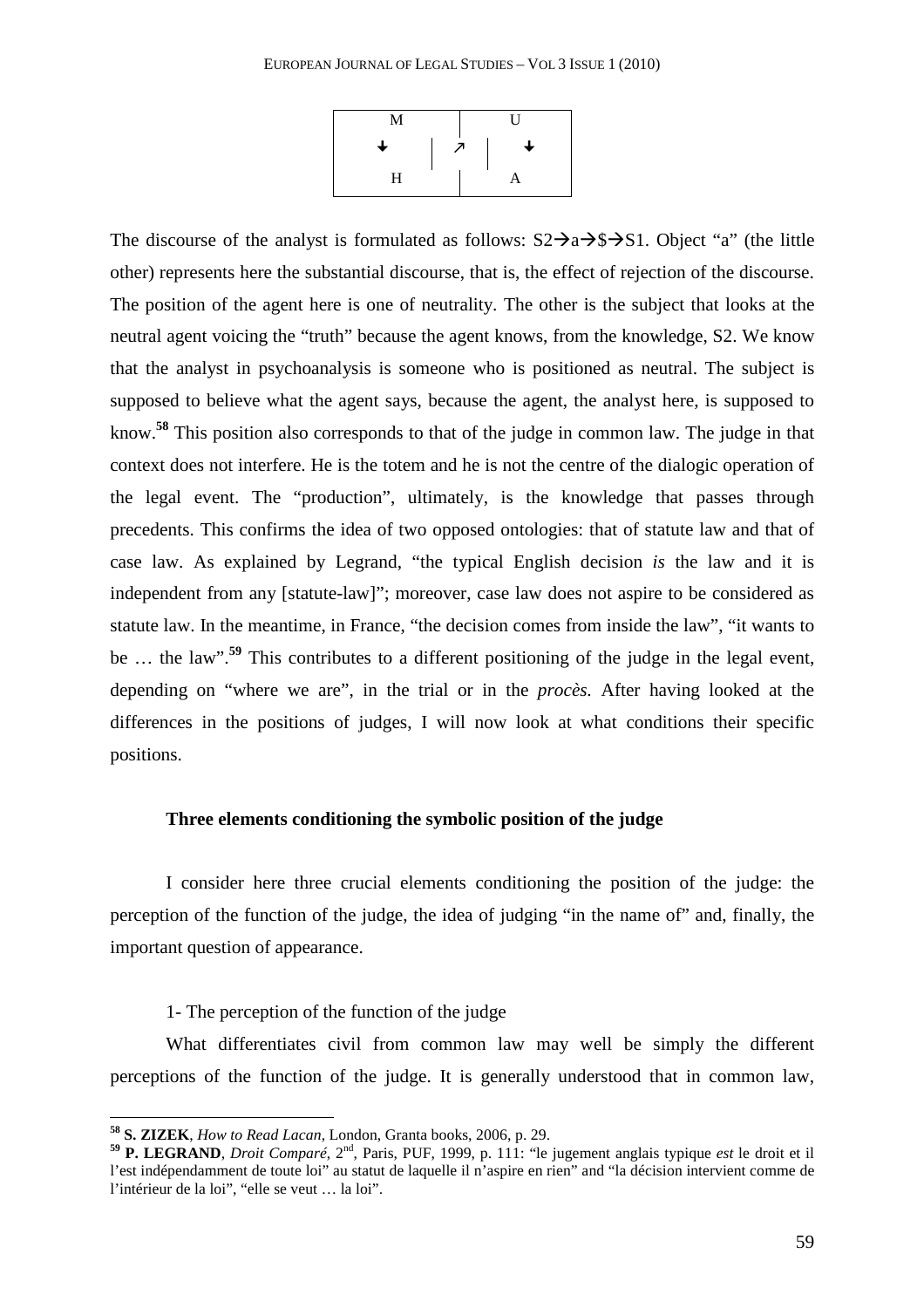| M | | U |
|---|---|---|
| ↓ | ↗ | ↓ |
| H | | A |

The discourse of the analyst is formulated as follows: S2→a→$→S1. Object "a" (the little other) represents here the substantial discourse, that is, the effect of rejection of the discourse. The position of the agent here is one of neutrality. The other is the subject that looks at the neutral agent voicing the "truth" because the agent knows, from the knowledge, S2. We know that the analyst in psychoanalysis is someone who is positioned as neutral. The subject is supposed to believe what the agent says, because the agent, the analyst here, is supposed to know.[58] This position also corresponds to that of the judge in common law. The judge in that context does not interfere. He is the totem and he is not the centre of the dialogic operation of the legal event. The "production", ultimately, is the knowledge that passes through precedents. This confirms the idea of two opposed ontologies: that of statute law and that of case law. As explained by Legrand, "the typical English decision *is* the law and it is independent from any [statute-law]"; moreover, case law does not aspire to be considered as statute law. In the meantime, in France, "the decision comes from inside the law", "it wants to be … the law".[59] This contributes to a different positioning of the judge in the legal event, depending on "where we are", in the trial or in the *procès.* After having looked at the differences in the positions of judges, I will now look at what conditions their specific positions.

### Three elements conditioning the symbolic position of the judge

I consider here three crucial elements conditioning the position of the judge: the perception of the function of the judge, the idea of judging "in the name of" and, finally, the important question of appearance.

#### 1- The perception of the function of the judge

What differentiates civil from common law may well be simply the different perceptions of the function of the judge. It is generally understood that in common law,

---

[58] **S. ZIZEK**, *How to Read Lacan*, London, Granta books, 2006, p. 29.

[59] **P. LEGRAND**, *Droit Comparé*, 2nd, Paris, PUF, 1999, p. 111: "le jugement anglais typique *est* le droit et il l'est indépendamment de toute loi" au statut de laquelle il n'aspire en rien" and "la décision intervient comme de l'intérieur de la loi", "elle se veut … la loi".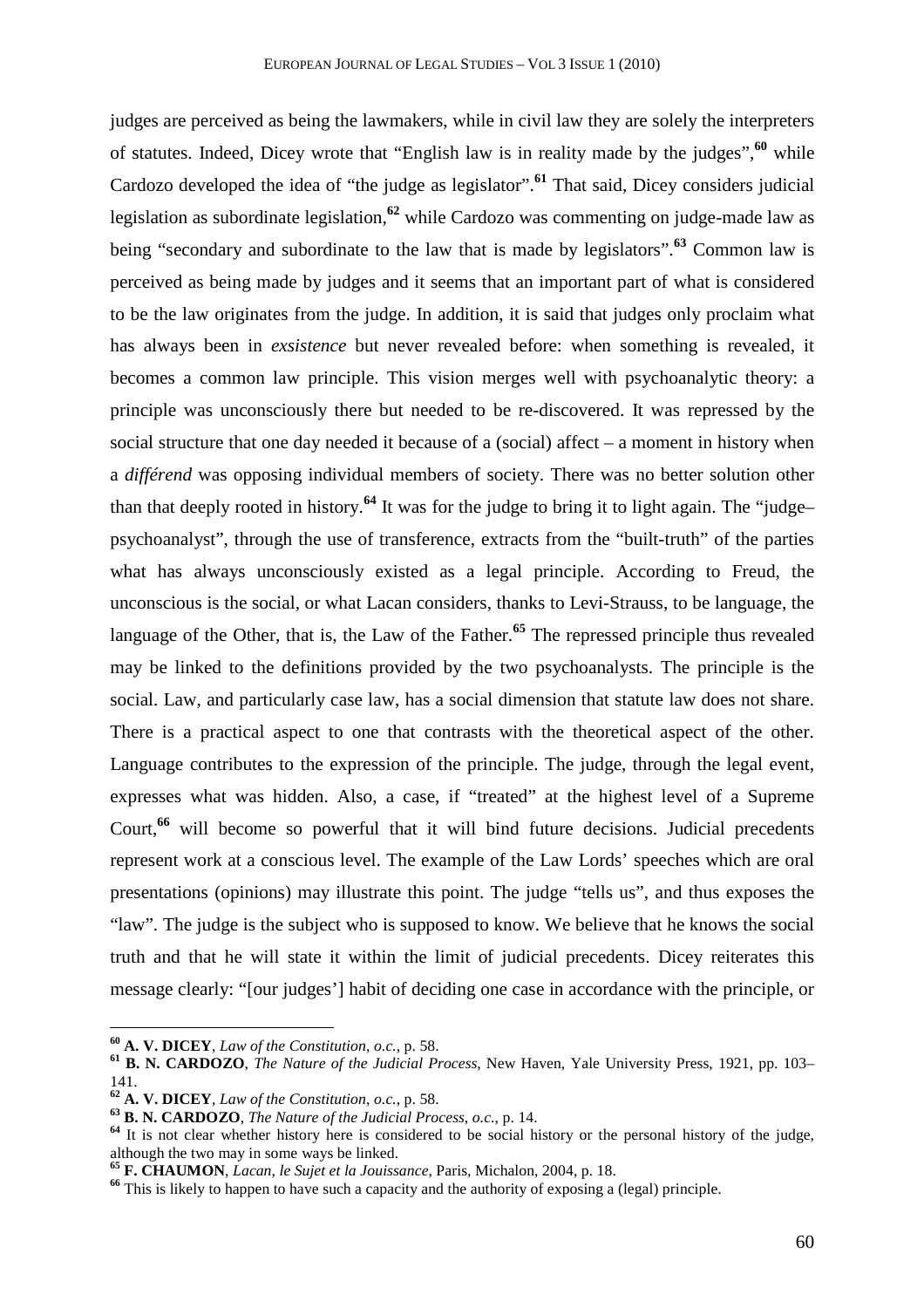judges are perceived as being the lawmakers, while in civil law they are solely the interpreters of statutes. Indeed, Dicey wrote that "English law is in reality made by the judges",[60] while Cardozo developed the idea of "the judge as legislator".[61] That said, Dicey considers judicial legislation as subordinate legislation,[62] while Cardozo was commenting on judge-made law as being "secondary and subordinate to the law that is made by legislators".[63] Common law is perceived as being made by judges and it seems that an important part of what is considered to be the law originates from the judge. In addition, it is said that judges only proclaim what has always been in *exsistence* but never revealed before: when something is revealed, it becomes a common law principle. This vision merges well with psychoanalytic theory: a principle was unconsciously there but needed to be re-discovered. It was repressed by the social structure that one day needed it because of a (social) affect – a moment in history when a *différend* was opposing individual members of society. There was no better solution other than that deeply rooted in history.[64] It was for the judge to bring it to light again. The "judge–psychoanalyst", through the use of transference, extracts from the "built-truth" of the parties what has always unconsciously existed as a legal principle. According to Freud, the unconscious is the social, or what Lacan considers, thanks to Levi-Strauss, to be language, the language of the Other, that is, the Law of the Father.[65] The repressed principle thus revealed may be linked to the definitions provided by the two psychoanalysts. The principle is the social. Law, and particularly case law, has a social dimension that statute law does not share. There is a practical aspect to one that contrasts with the theoretical aspect of the other. Language contributes to the expression of the principle. The judge, through the legal event, expresses what was hidden. Also, a case, if "treated" at the highest level of a Supreme Court,[66] will become so powerful that it will bind future decisions. Judicial precedents represent work at a conscious level. The example of the Law Lords' speeches which are oral presentations (opinions) may illustrate this point. The judge "tells us", and thus exposes the "law". The judge is the subject who is supposed to know. We believe that he knows the social truth and that he will state it within the limit of judicial precedents. Dicey reiterates this message clearly: "[our judges'] habit of deciding one case in accordance with the principle, or

---

[60] **A. V. DICEY**, *Law of the Constitution*, *o.c.*, p. 58.

[61] **B. N. CARDOZO**, *The Nature of the Judicial Process*, New Haven, Yale University Press, 1921, pp. 103–141.

[62] **A. V. DICEY**, *Law of the Constitution*, *o.c.*, p. 58.

[63] **B. N. CARDOZO**, *The Nature of the Judicial Process*, *o.c.*, p. 14.

[64] It is not clear whether history here is considered to be social history or the personal history of the judge, although the two may in some ways be linked.

[65] **F. CHAUMON**, *Lacan, le Sujet et la Jouissance*, Paris, Michalon, 2004, p. 18.

[66] This is likely to happen to have such a capacity and the authority of exposing a (legal) principle.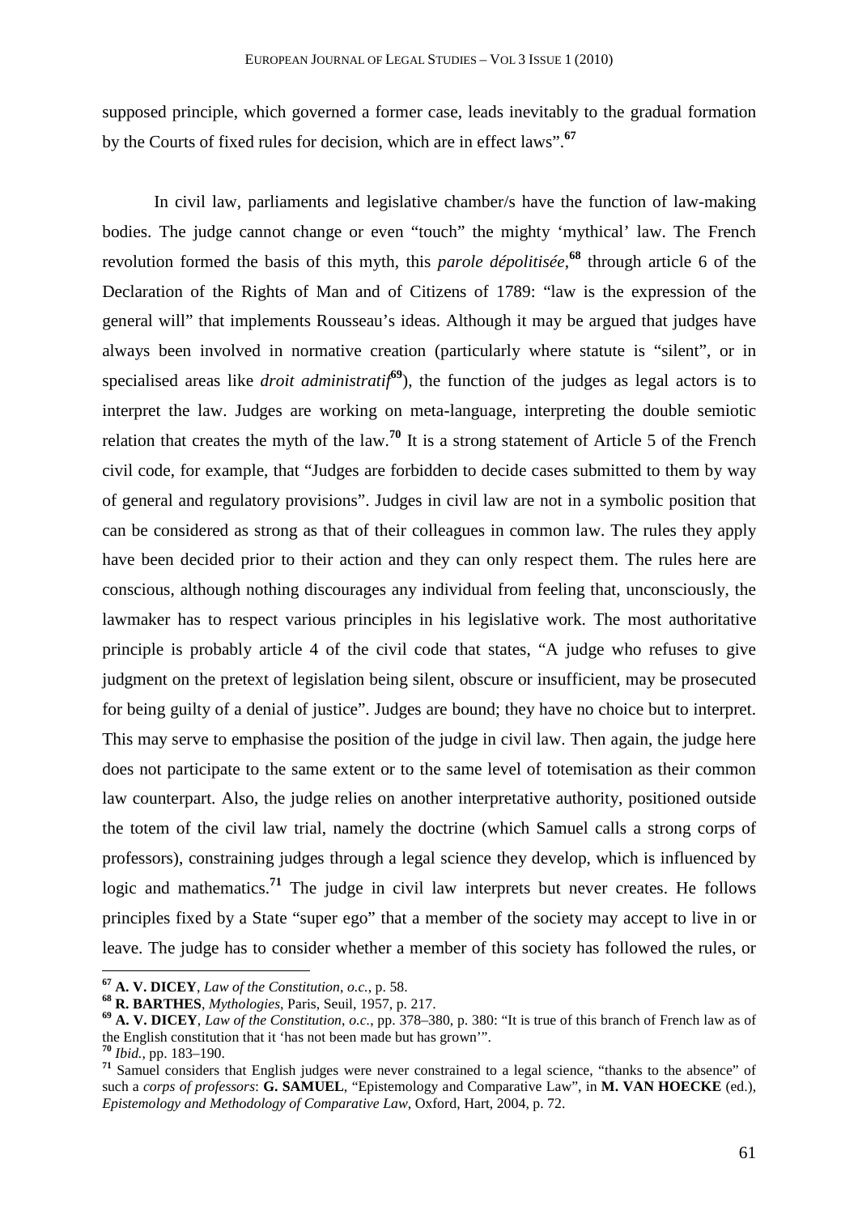supposed principle, which governed a former case, leads inevitably to the gradual formation by the Courts of fixed rules for decision, which are in effect laws".[67]

In civil law, parliaments and legislative chamber/s have the function of law-making bodies. The judge cannot change or even "touch" the mighty 'mythical' law. The French revolution formed the basis of this myth, this *parole dépolitisée*,[68] through article 6 of the Declaration of the Rights of Man and of Citizens of 1789: "law is the expression of the general will" that implements Rousseau's ideas. Although it may be argued that judges have always been involved in normative creation (particularly where statute is "silent", or in specialised areas like *droit administratif*[69]), the function of the judges as legal actors is to interpret the law. Judges are working on meta-language, interpreting the double semiotic relation that creates the myth of the law.[70] It is a strong statement of Article 5 of the French civil code, for example, that "Judges are forbidden to decide cases submitted to them by way of general and regulatory provisions". Judges in civil law are not in a symbolic position that can be considered as strong as that of their colleagues in common law. The rules they apply have been decided prior to their action and they can only respect them. The rules here are conscious, although nothing discourages any individual from feeling that, unconsciously, the lawmaker has to respect various principles in his legislative work. The most authoritative principle is probably article 4 of the civil code that states, "A judge who refuses to give judgment on the pretext of legislation being silent, obscure or insufficient, may be prosecuted for being guilty of a denial of justice". Judges are bound; they have no choice but to interpret. This may serve to emphasise the position of the judge in civil law. Then again, the judge here does not participate to the same extent or to the same level of totemisation as their common law counterpart. Also, the judge relies on another interpretative authority, positioned outside the totem of the civil law trial, namely the doctrine (which Samuel calls a strong corps of professors), constraining judges through a legal science they develop, which is influenced by logic and mathematics.[71] The judge in civil law interprets but never creates. He follows principles fixed by a State "super ego" that a member of the society may accept to live in or leave. The judge has to consider whether a member of this society has followed the rules, or

---

[67] **A. V. DICEY**, *Law of the Constitution*, *o.c.*, p. 58.

[68] **R. BARTHES**, *Mythologies*, Paris, Seuil, 1957, p. 217.

[69] **A. V. DICEY**, *Law of the Constitution*, *o.c.*, pp. 378–380, p. 380: "It is true of this branch of French law as of the English constitution that it 'has not been made but has grown'".

[70] *Ibid.*, pp. 183–190.

[71] Samuel considers that English judges were never constrained to a legal science, "thanks to the absence" of such a *corps of professors*: **G. SAMUEL**, "Epistemology and Comparative Law", in **M. VAN HOECKE** (ed.), *Epistemology and Methodology of Comparative Law*, Oxford, Hart, 2004, p. 72.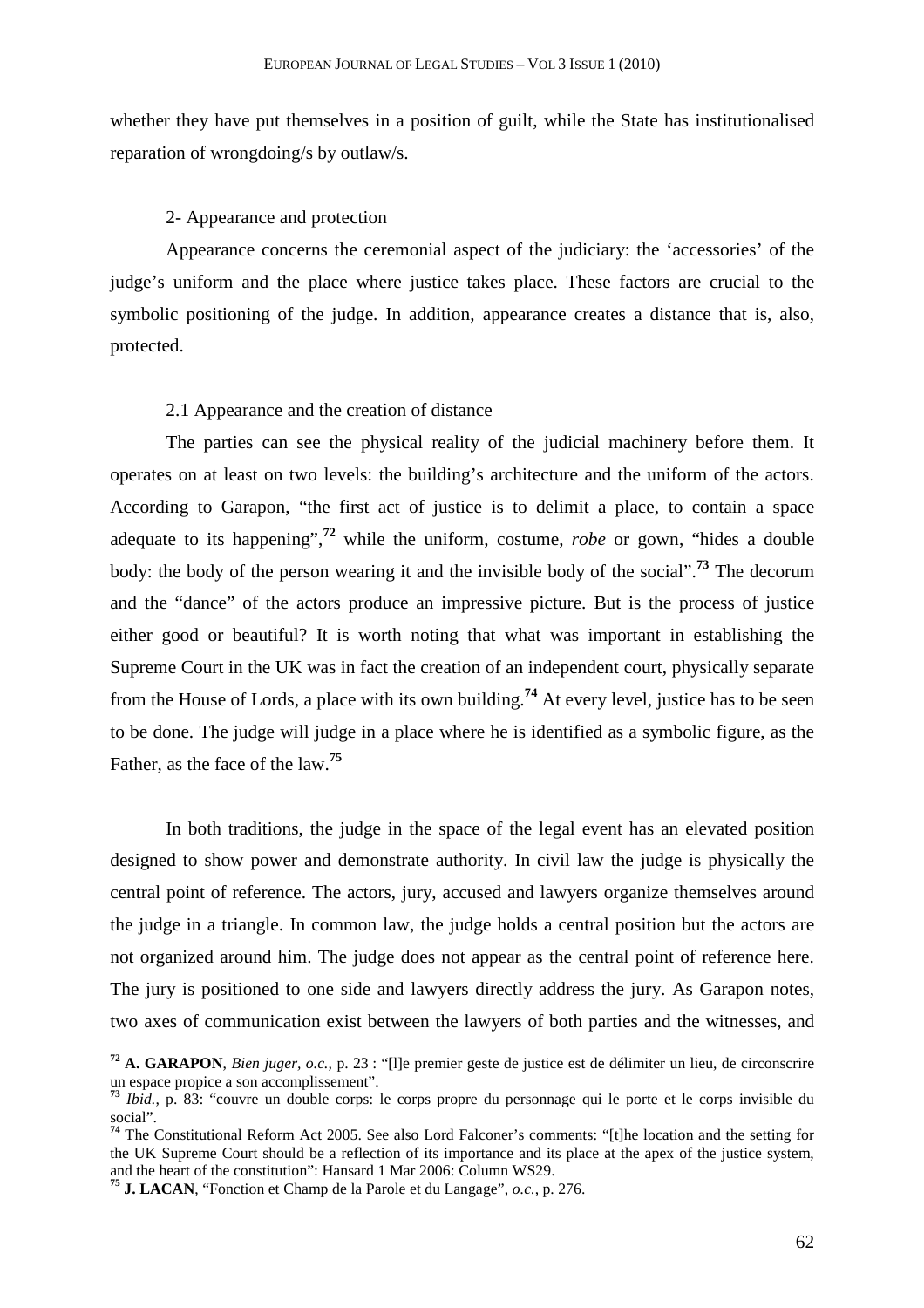whether they have put themselves in a position of guilt, while the State has institutionalised reparation of wrongdoing/s by outlaw/s.

### 2- Appearance and protection

Appearance concerns the ceremonial aspect of the judiciary: the 'accessories' of the judge's uniform and the place where justice takes place. These factors are crucial to the symbolic positioning of the judge. In addition, appearance creates a distance that is, also, protected.

#### 2.1 Appearance and the creation of distance

The parties can see the physical reality of the judicial machinery before them. It operates on at least on two levels: the building's architecture and the uniform of the actors. According to Garapon, "the first act of justice is to delimit a place, to contain a space adequate to its happening",[72] while the uniform, costume, *robe* or gown, "hides a double body: the body of the person wearing it and the invisible body of the social".[73] The decorum and the "dance" of the actors produce an impressive picture. But is the process of justice either good or beautiful? It is worth noting that what was important in establishing the Supreme Court in the UK was in fact the creation of an independent court, physically separate from the House of Lords, a place with its own building.[74] At every level, justice has to be seen to be done. The judge will judge in a place where he is identified as a symbolic figure, as the Father, as the face of the law.[75]

In both traditions, the judge in the space of the legal event has an elevated position designed to show power and demonstrate authority. In civil law the judge is physically the central point of reference. The actors, jury, accused and lawyers organize themselves around the judge in a triangle. In common law, the judge holds a central position but the actors are not organized around him. The judge does not appear as the central point of reference here. The jury is positioned to one side and lawyers directly address the jury. As Garapon notes, two axes of communication exist between the lawyers of both parties and the witnesses, and

---

[72] **A. GARAPON**, *Bien juger, o.c.,* p. 23 : "[l]e premier geste de justice est de délimiter un lieu, de circonscrire un espace propice a son accomplissement".

[73] *Ibid.,* p. 83: "couvre un double corps: le corps propre du personnage qui le porte et le corps invisible du social".

[74] The Constitutional Reform Act 2005. See also Lord Falconer's comments: "[t]he location and the setting for the UK Supreme Court should be a reflection of its importance and its place at the apex of the justice system, and the heart of the constitution": Hansard 1 Mar 2006: Column WS29.

[75] **J. LACAN**, "Fonction et Champ de la Parole et du Langage", *o.c.,* p. 276.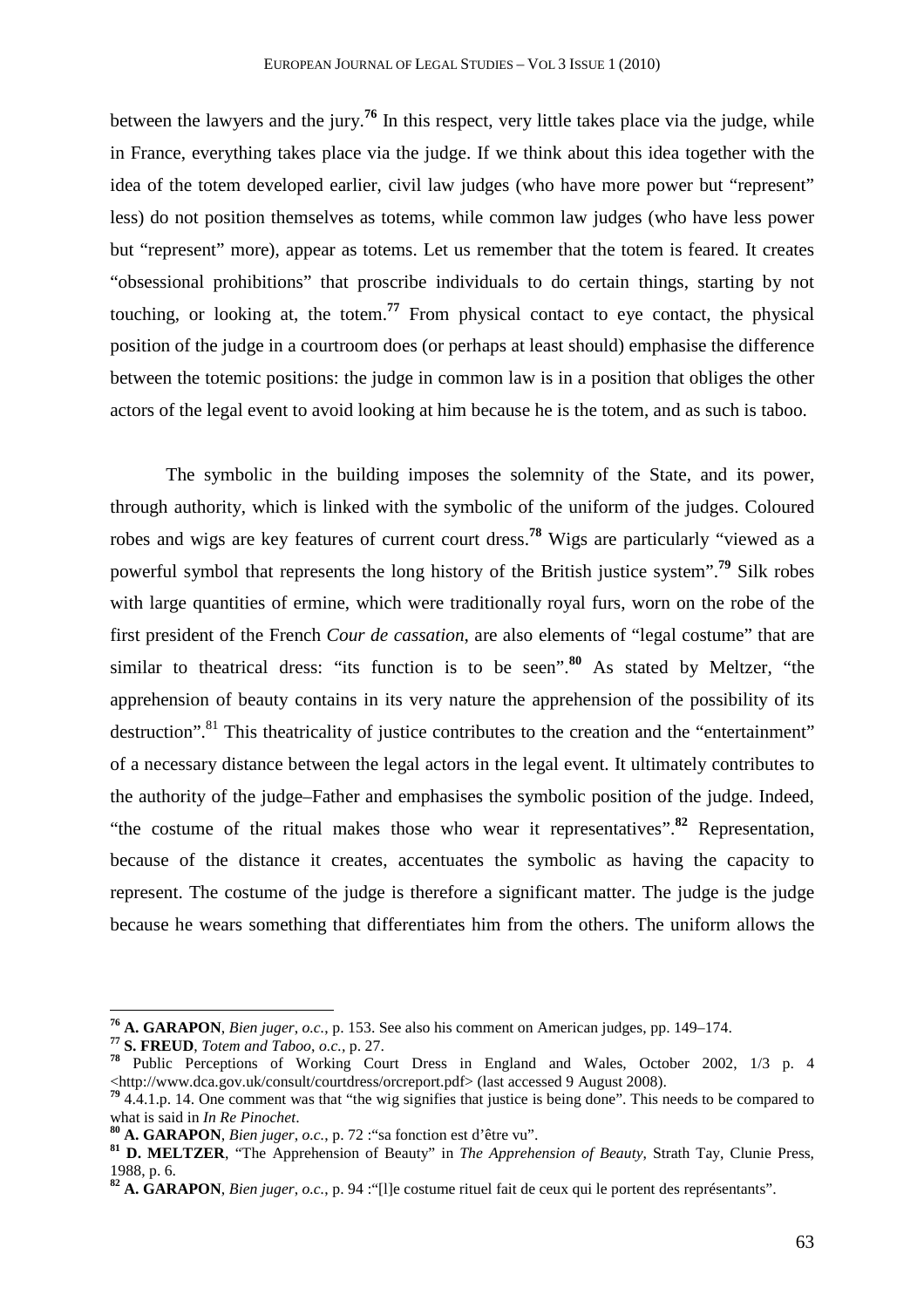between the lawyers and the jury.[76] In this respect, very little takes place via the judge, while in France, everything takes place via the judge. If we think about this idea together with the idea of the totem developed earlier, civil law judges (who have more power but "represent" less) do not position themselves as totems, while common law judges (who have less power but "represent" more), appear as totems. Let us remember that the totem is feared. It creates "obsessional prohibitions" that proscribe individuals to do certain things, starting by not touching, or looking at, the totem.[77] From physical contact to eye contact, the physical position of the judge in a courtroom does (or perhaps at least should) emphasise the difference between the totemic positions: the judge in common law is in a position that obliges the other actors of the legal event to avoid looking at him because he is the totem, and as such is taboo.

The symbolic in the building imposes the solemnity of the State, and its power, through authority, which is linked with the symbolic of the uniform of the judges. Coloured robes and wigs are key features of current court dress.[78] Wigs are particularly "viewed as a powerful symbol that represents the long history of the British justice system".[79] Silk robes with large quantities of ermine, which were traditionally royal furs, worn on the robe of the first president of the French *Cour de cassation*, are also elements of "legal costume" that are similar to theatrical dress: "its function is to be seen".[80] As stated by Meltzer, "the apprehension of beauty contains in its very nature the apprehension of the possibility of its destruction".[81] This theatricality of justice contributes to the creation and the "entertainment" of a necessary distance between the legal actors in the legal event. It ultimately contributes to the authority of the judge–Father and emphasises the symbolic position of the judge. Indeed, "the costume of the ritual makes those who wear it representatives".[82] Representation, because of the distance it creates, accentuates the symbolic as having the capacity to represent. The costume of the judge is therefore a significant matter. The judge is the judge because he wears something that differentiates him from the others. The uniform allows the

---

[76] **A. GARAPON**, *Bien juger*, *o.c.*, p. 153. See also his comment on American judges, pp. 149–174.

[77] **S. FREUD**, *Totem and Taboo*, *o.c.*, p. 27.

[78] Public Perceptions of Working Court Dress in England and Wales, October 2002, 1/3 p. 4 <http://www.dca.gov.uk/consult/courtdress/orcreport.pdf> (last accessed 9 August 2008).

[79] 4.4.1.p. 14. One comment was that "the wig signifies that justice is being done". This needs to be compared to what is said in *In Re Pinochet*.

[80] **A. GARAPON**, *Bien juger*, *o.c.*, p. 72 :"sa fonction est d'être vu".

[81] **D. MELTZER**, "The Apprehension of Beauty" in *The Apprehension of Beauty*, Strath Tay, Clunie Press, 1988, p. 6.

[82] **A. GARAPON**, *Bien juger*, *o.c.*, p. 94 :"[l]e costume rituel fait de ceux qui le portent des représentants".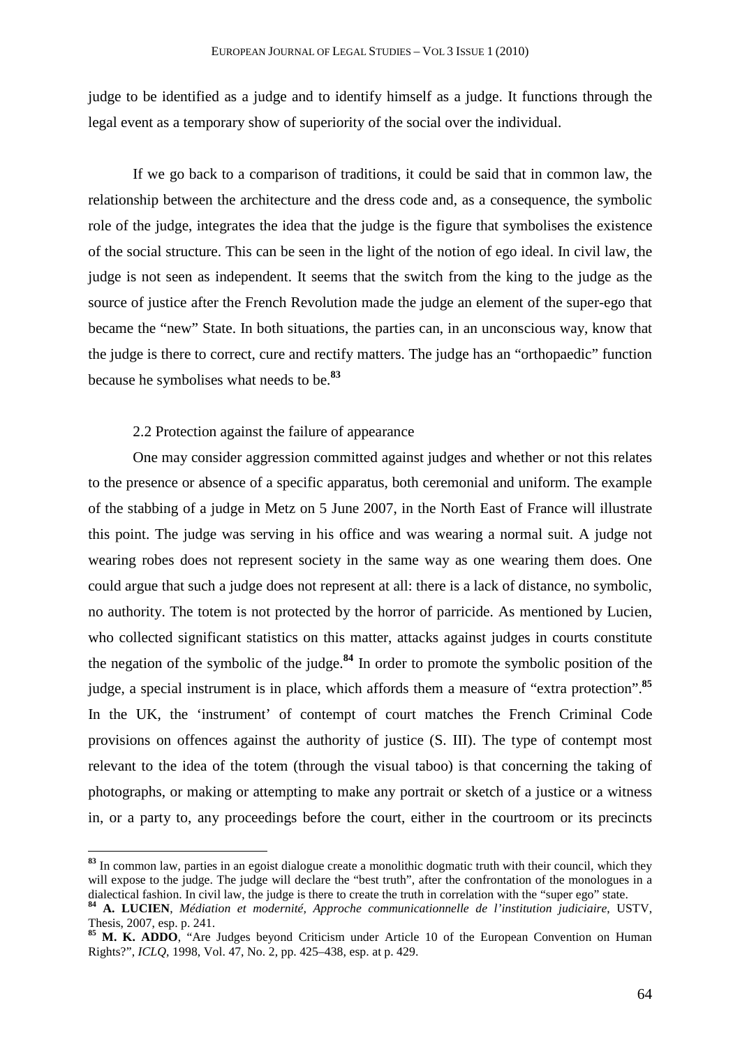judge to be identified as a judge and to identify himself as a judge. It functions through the legal event as a temporary show of superiority of the social over the individual.

If we go back to a comparison of traditions, it could be said that in common law, the relationship between the architecture and the dress code and, as a consequence, the symbolic role of the judge, integrates the idea that the judge is the figure that symbolises the existence of the social structure. This can be seen in the light of the notion of ego ideal. In civil law, the judge is not seen as independent. It seems that the switch from the king to the judge as the source of justice after the French Revolution made the judge an element of the super-ego that became the "new" State. In both situations, the parties can, in an unconscious way, know that the judge is there to correct, cure and rectify matters. The judge has an "orthopaedic" function because he symbolises what needs to be.[83]

### 2.2 Protection against the failure of appearance

One may consider aggression committed against judges and whether or not this relates to the presence or absence of a specific apparatus, both ceremonial and uniform. The example of the stabbing of a judge in Metz on 5 June 2007, in the North East of France will illustrate this point. The judge was serving in his office and was wearing a normal suit. A judge not wearing robes does not represent society in the same way as one wearing them does. One could argue that such a judge does not represent at all: there is a lack of distance, no symbolic, no authority. The totem is not protected by the horror of parricide. As mentioned by Lucien, who collected significant statistics on this matter, attacks against judges in courts constitute the negation of the symbolic of the judge.[84] In order to promote the symbolic position of the judge, a special instrument is in place, which affords them a measure of "extra protection".[85] In the UK, the 'instrument' of contempt of court matches the French Criminal Code provisions on offences against the authority of justice (S. III). The type of contempt most relevant to the idea of the totem (through the visual taboo) is that concerning the taking of photographs, or making or attempting to make any portrait or sketch of a justice or a witness in, or a party to, any proceedings before the court, either in the courtroom or its precincts

---

[83] In common law, parties in an egoist dialogue create a monolithic dogmatic truth with their council, which they will expose to the judge. The judge will declare the "best truth", after the confrontation of the monologues in a dialectical fashion. In civil law, the judge is there to create the truth in correlation with the "super ego" state.

[84] **A. LUCIEN**, *Médiation et modernité, Approche communicationnelle de l'institution judiciaire*, USTV, Thesis, 2007, esp. p. 241.

[85] **M. K. ADDO**, "Are Judges beyond Criticism under Article 10 of the European Convention on Human Rights?", *ICLQ*, 1998, Vol. 47, No. 2, pp. 425–438, esp. at p. 429.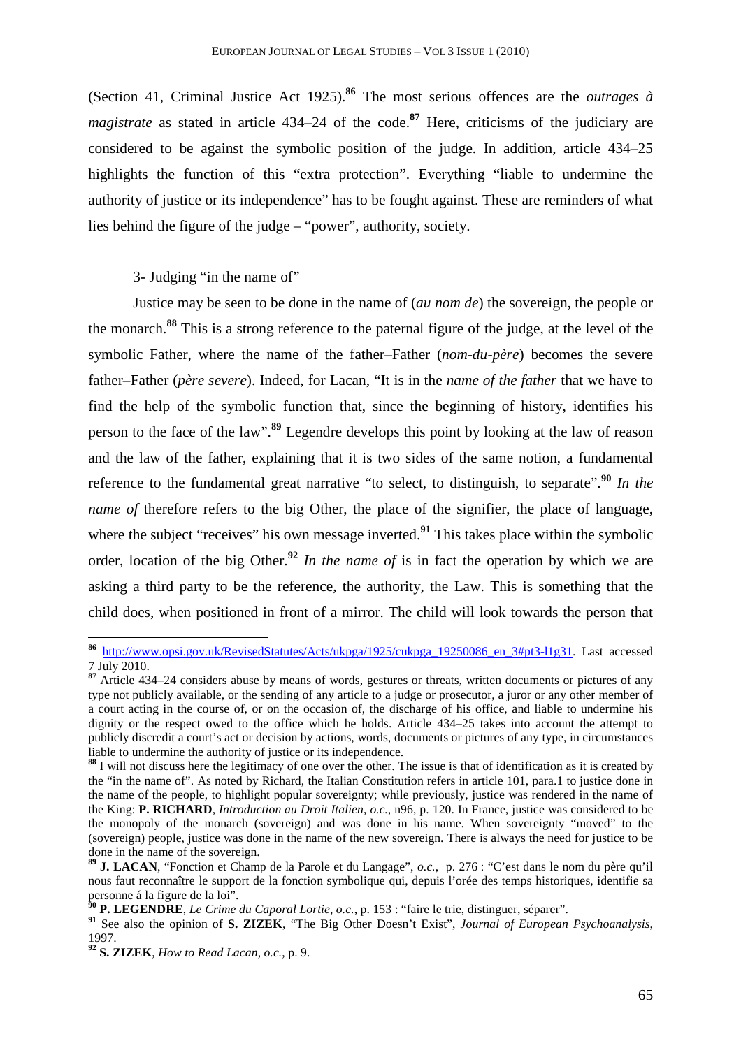(Section 41, Criminal Justice Act 1925).[86] The most serious offences are the *outrages à magistrate* as stated in article 434–24 of the code.[87] Here, criticisms of the judiciary are considered to be against the symbolic position of the judge. In addition, article 434–25 highlights the function of this "extra protection". Everything "liable to undermine the authority of justice or its independence" has to be fought against. These are reminders of what lies behind the figure of the judge – "power", authority, society.

3- Judging "in the name of"

Justice may be seen to be done in the name of (*au nom de*) the sovereign, the people or the monarch.[88] This is a strong reference to the paternal figure of the judge, at the level of the symbolic Father, where the name of the father–Father (*nom-du-père*) becomes the severe father–Father (*père severe*). Indeed, for Lacan, "It is in the *name of the father* that we have to find the help of the symbolic function that, since the beginning of history, identifies his person to the face of the law".[89] Legendre develops this point by looking at the law of reason and the law of the father, explaining that it is two sides of the same notion, a fundamental reference to the fundamental great narrative "to select, to distinguish, to separate".[90] *In the name of* therefore refers to the big Other, the place of the signifier, the place of language, where the subject "receives" his own message inverted.[91] This takes place within the symbolic order, location of the big Other.[92] *In the name of* is in fact the operation by which we are asking a third party to be the reference, the authority, the Law. This is something that the child does, when positioned in front of a mirror. The child will look towards the person that

---

[86] http://www.opsi.gov.uk/RevisedStatutes/Acts/ukpga/1925/cukpga_19250086_en_3#pt3-l1g31. Last accessed 7 July 2010.

[87] Article 434–24 considers abuse by means of words, gestures or threats, written documents or pictures of any type not publicly available, or the sending of any article to a judge or prosecutor, a juror or any other member of a court acting in the course of, or on the occasion of, the discharge of his office, and liable to undermine his dignity or the respect owed to the office which he holds. Article 434–25 takes into account the attempt to publicly discredit a court's act or decision by actions, words, documents or pictures of any type, in circumstances liable to undermine the authority of justice or its independence.

[88] I will not discuss here the legitimacy of one over the other. The issue is that of identification as it is created by the "in the name of". As noted by Richard, the Italian Constitution refers in article 101, para.1 to justice done in the name of the people, to highlight popular sovereignty; while previously, justice was rendered in the name of the King: **P. RICHARD**, *Introduction au Droit Italien*, *o.c.*, n96, p. 120. In France, justice was considered to be the monopoly of the monarch (sovereign) and was done in his name. When sovereignty "moved" to the (sovereign) people, justice was done in the name of the new sovereign. There is always the need for justice to be done in the name of the sovereign.

[89] **J. LACAN**, "Fonction et Champ de la Parole et du Langage", *o.c.*, p. 276 : "C'est dans le nom du père qu'il nous faut reconnaître le support de la fonction symbolique qui, depuis l'orée des temps historiques, identifie sa personne á la figure de la loi".

[90] **P. LEGENDRE**, *Le Crime du Caporal Lortie*, *o.c.*, p. 153 : "faire le trie, distinguer, séparer".

[91] See also the opinion of **S. ZIZEK**, "The Big Other Doesn't Exist", *Journal of European Psychoanalysis*, 1997.

[92] **S. ZIZEK**, *How to Read Lacan*, *o.c.*, p. 9.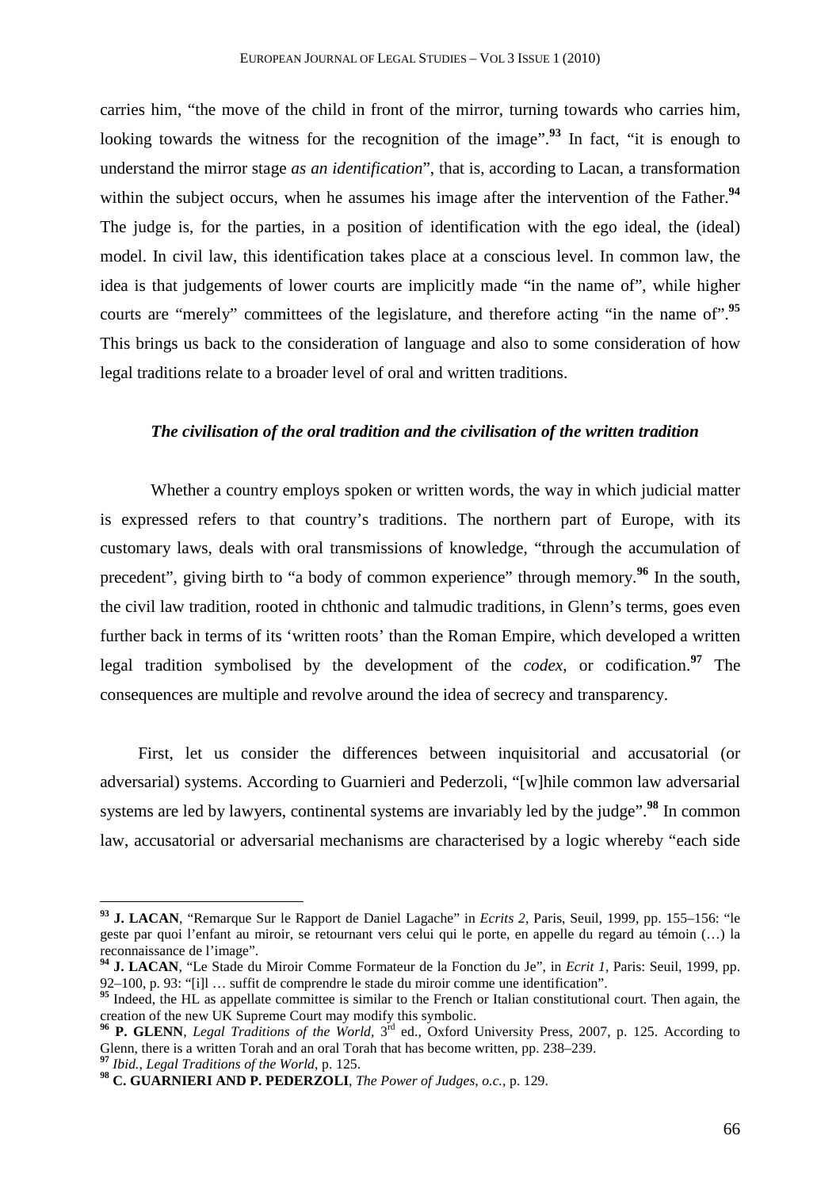carries him, "the move of the child in front of the mirror, turning towards who carries him, looking towards the witness for the recognition of the image".[93] In fact, "it is enough to understand the mirror stage *as an identification*", that is, according to Lacan, a transformation within the subject occurs, when he assumes his image after the intervention of the Father.[94] The judge is, for the parties, in a position of identification with the ego ideal, the (ideal) model. In civil law, this identification takes place at a conscious level. In common law, the idea is that judgements of lower courts are implicitly made "in the name of", while higher courts are "merely" committees of the legislature, and therefore acting "in the name of".[95] This brings us back to the consideration of language and also to some consideration of how legal traditions relate to a broader level of oral and written traditions.

### *The civilisation of the oral tradition and the civilisation of the written tradition*

Whether a country employs spoken or written words, the way in which judicial matter is expressed refers to that country's traditions. The northern part of Europe, with its customary laws, deals with oral transmissions of knowledge, "through the accumulation of precedent", giving birth to "a body of common experience" through memory.[96] In the south, the civil law tradition, rooted in chthonic and talmudic traditions, in Glenn's terms, goes even further back in terms of its 'written roots' than the Roman Empire, which developed a written legal tradition symbolised by the development of the *codex*, or codification.[97] The consequences are multiple and revolve around the idea of secrecy and transparency.

First, let us consider the differences between inquisitorial and accusatorial (or adversarial) systems. According to Guarnieri and Pederzoli, "[w]hile common law adversarial systems are led by lawyers, continental systems are invariably led by the judge".[98] In common law, accusatorial or adversarial mechanisms are characterised by a logic whereby "each side

---

[93] **J. LACAN**, "Remarque Sur le Rapport de Daniel Lagache" in *Ecrits 2*, Paris, Seuil, 1999, pp. 155–156: "le geste par quoi l'enfant au miroir, se retournant vers celui qui le porte, en appelle du regard au témoin (…) la reconnaissance de l'image".

[94] **J. LACAN**, "Le Stade du Miroir Comme Formateur de la Fonction du Je", in *Ecrit 1*, Paris: Seuil, 1999, pp. 92–100, p. 93: "[i]l … suffit de comprendre le stade du miroir comme une identification".

[95] Indeed, the HL as appellate committee is similar to the French or Italian constitutional court. Then again, the creation of the new UK Supreme Court may modify this symbolic.

[96] **P. GLENN**, *Legal Traditions of the World*, 3rd ed., Oxford University Press, 2007, p. 125. According to Glenn, there is a written Torah and an oral Torah that has become written, pp. 238–239.

[97] *Ibid.*, *Legal Traditions of the World*, p. 125.

[98] **C. GUARNIERI AND P. PEDERZOLI**, *The Power of Judges*, *o.c.*, p. 129.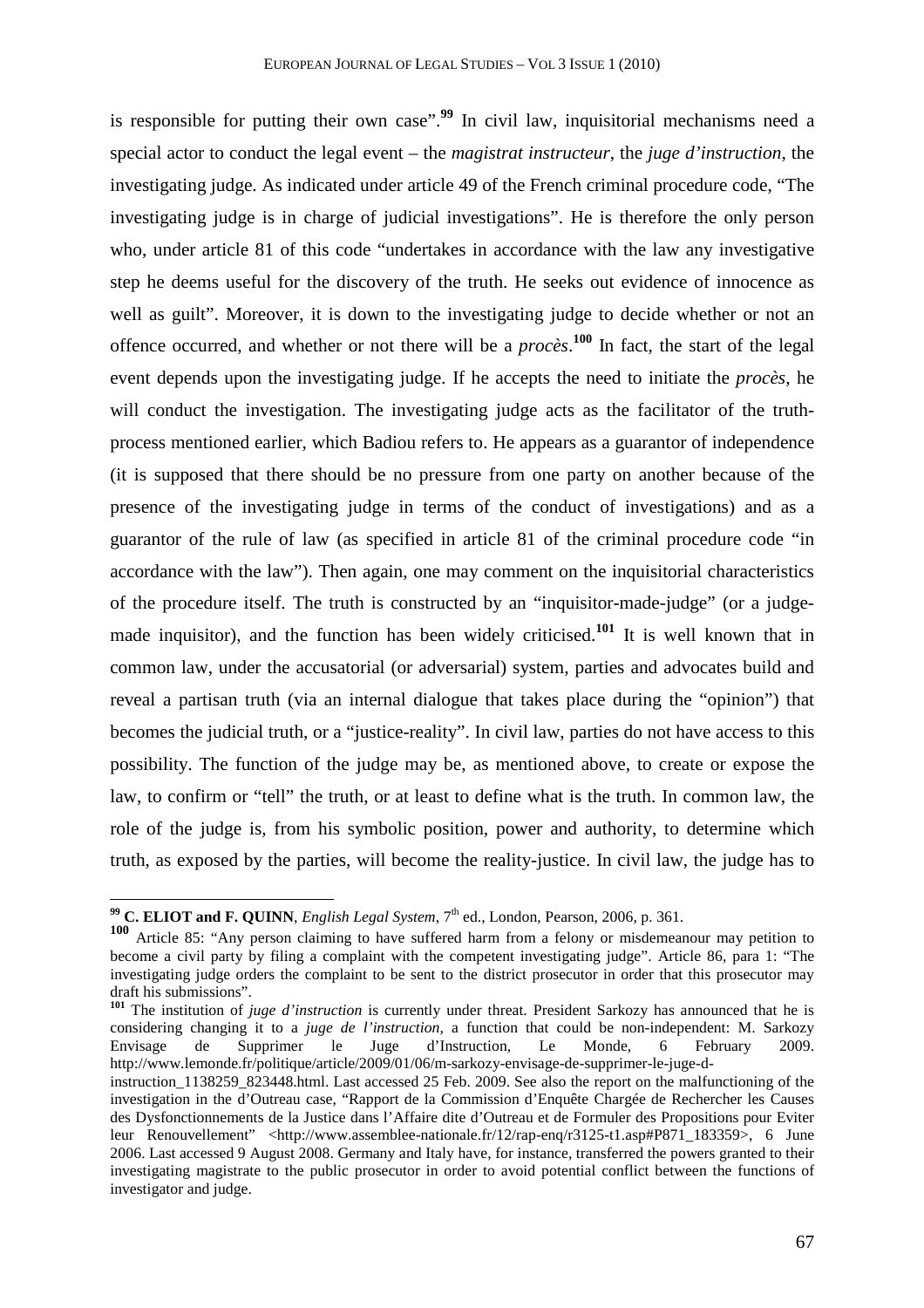is responsible for putting their own case".[99] In civil law, inquisitorial mechanisms need a special actor to conduct the legal event – the *magistrat instructeur*, the *juge d'instruction*, the investigating judge. As indicated under article 49 of the French criminal procedure code, "The investigating judge is in charge of judicial investigations". He is therefore the only person who, under article 81 of this code "undertakes in accordance with the law any investigative step he deems useful for the discovery of the truth. He seeks out evidence of innocence as well as guilt". Moreover, it is down to the investigating judge to decide whether or not an offence occurred, and whether or not there will be a *procès*.[100] In fact, the start of the legal event depends upon the investigating judge. If he accepts the need to initiate the *procès*, he will conduct the investigation. The investigating judge acts as the facilitator of the truth-process mentioned earlier, which Badiou refers to. He appears as a guarantor of independence (it is supposed that there should be no pressure from one party on another because of the presence of the investigating judge in terms of the conduct of investigations) and as a guarantor of the rule of law (as specified in article 81 of the criminal procedure code "in accordance with the law"). Then again, one may comment on the inquisitorial characteristics of the procedure itself. The truth is constructed by an "inquisitor-made-judge" (or a judge-made inquisitor), and the function has been widely criticised.[101] It is well known that in common law, under the accusatorial (or adversarial) system, parties and advocates build and reveal a partisan truth (via an internal dialogue that takes place during the "opinion") that becomes the judicial truth, or a "justice-reality". In civil law, parties do not have access to this possibility. The function of the judge may be, as mentioned above, to create or expose the law, to confirm or "tell" the truth, or at least to define what is the truth. In common law, the role of the judge is, from his symbolic position, power and authority, to determine which truth, as exposed by the parties, will become the reality-justice. In civil law, the judge has to

---

[99] **C. ELIOT and F. QUINN**, *English Legal System*, 7th ed., London, Pearson, 2006, p. 361.

[100] Article 85: "Any person claiming to have suffered harm from a felony or misdemeanour may petition to become a civil party by filing a complaint with the competent investigating judge". Article 86, para 1: "The investigating judge orders the complaint to be sent to the district prosecutor in order that this prosecutor may draft his submissions".

[101] The institution of *juge d'instruction* is currently under threat. President Sarkozy has announced that he is considering changing it to a *juge de l'instruction*, a function that could be non-independent: M. Sarkozy Envisage de Supprimer le Juge d'Instruction, Le Monde, 6 February 2009. http://www.lemonde.fr/politique/article/2009/01/06/m-sarkozy-envisage-de-supprimer-le-juge-d-instruction_1138259_823448.html. Last accessed 25 Feb. 2009. See also the report on the malfunctioning of the investigation in the d'Outreau case, "Rapport de la Commission d'Enquête Chargée de Rechercher les Causes des Dysfonctionnements de la Justice dans l'Affaire dite d'Outreau et de Formuler des Propositions pour Eviter leur Renouvellement" <http://www.assemblee-nationale.fr/12/rap-enq/r3125-t1.asp#P871_183359>, 6 June 2006. Last accessed 9 August 2008. Germany and Italy have, for instance, transferred the powers granted to their investigating magistrate to the public prosecutor in order to avoid potential conflict between the functions of investigator and judge.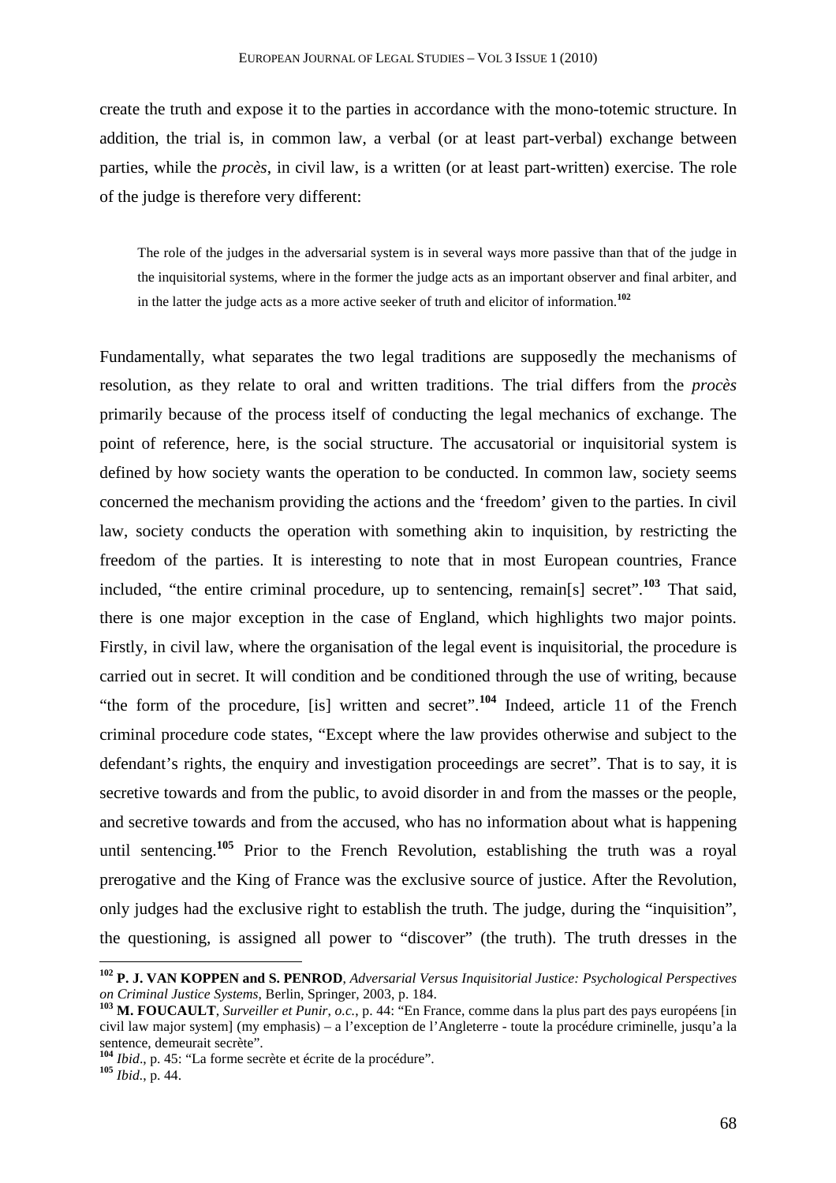create the truth and expose it to the parties in accordance with the mono-totemic structure. In addition, the trial is, in common law, a verbal (or at least part-verbal) exchange between parties, while the *procès*, in civil law, is a written (or at least part-written) exercise. The role of the judge is therefore very different:

> The role of the judges in the adversarial system is in several ways more passive than that of the judge in the inquisitorial systems, where in the former the judge acts as an important observer and final arbiter, and in the latter the judge acts as a more active seeker of truth and elicitor of information.[102]

Fundamentally, what separates the two legal traditions are supposedly the mechanisms of resolution, as they relate to oral and written traditions. The trial differs from the *procès* primarily because of the process itself of conducting the legal mechanics of exchange. The point of reference, here, is the social structure. The accusatorial or inquisitorial system is defined by how society wants the operation to be conducted. In common law, society seems concerned the mechanism providing the actions and the 'freedom' given to the parties. In civil law, society conducts the operation with something akin to inquisition, by restricting the freedom of the parties. It is interesting to note that in most European countries, France included, "the entire criminal procedure, up to sentencing, remain[s] secret".[103] That said, there is one major exception in the case of England, which highlights two major points. Firstly, in civil law, where the organisation of the legal event is inquisitorial, the procedure is carried out in secret. It will condition and be conditioned through the use of writing, because "the form of the procedure, [is] written and secret".[104] Indeed, article 11 of the French criminal procedure code states, "Except where the law provides otherwise and subject to the defendant's rights, the enquiry and investigation proceedings are secret". That is to say, it is secretive towards and from the public, to avoid disorder in and from the masses or the people, and secretive towards and from the accused, who has no information about what is happening until sentencing.[105] Prior to the French Revolution, establishing the truth was a royal prerogative and the King of France was the exclusive source of justice. After the Revolution, only judges had the exclusive right to establish the truth. The judge, during the "inquisition", the questioning, is assigned all power to "discover" (the truth). The truth dresses in the

---

[102] **P. J. VAN KOPPEN and S. PENROD**, *Adversarial Versus Inquisitorial Justice: Psychological Perspectives on Criminal Justice Systems*, Berlin, Springer, 2003, p. 184.

[103] **M. FOUCAULT**, *Surveiller et Punir*, *o.c.*, p. 44: "En France, comme dans la plus part des pays européens [in civil law major system] (my emphasis) – a l'exception de l'Angleterre - toute la procédure criminelle, jusqu'a la sentence, demeurait secrète".

[104] *Ibid*., p. 45: "La forme secrète et écrite de la procédure".

[105] *Ibid.*, p. 44.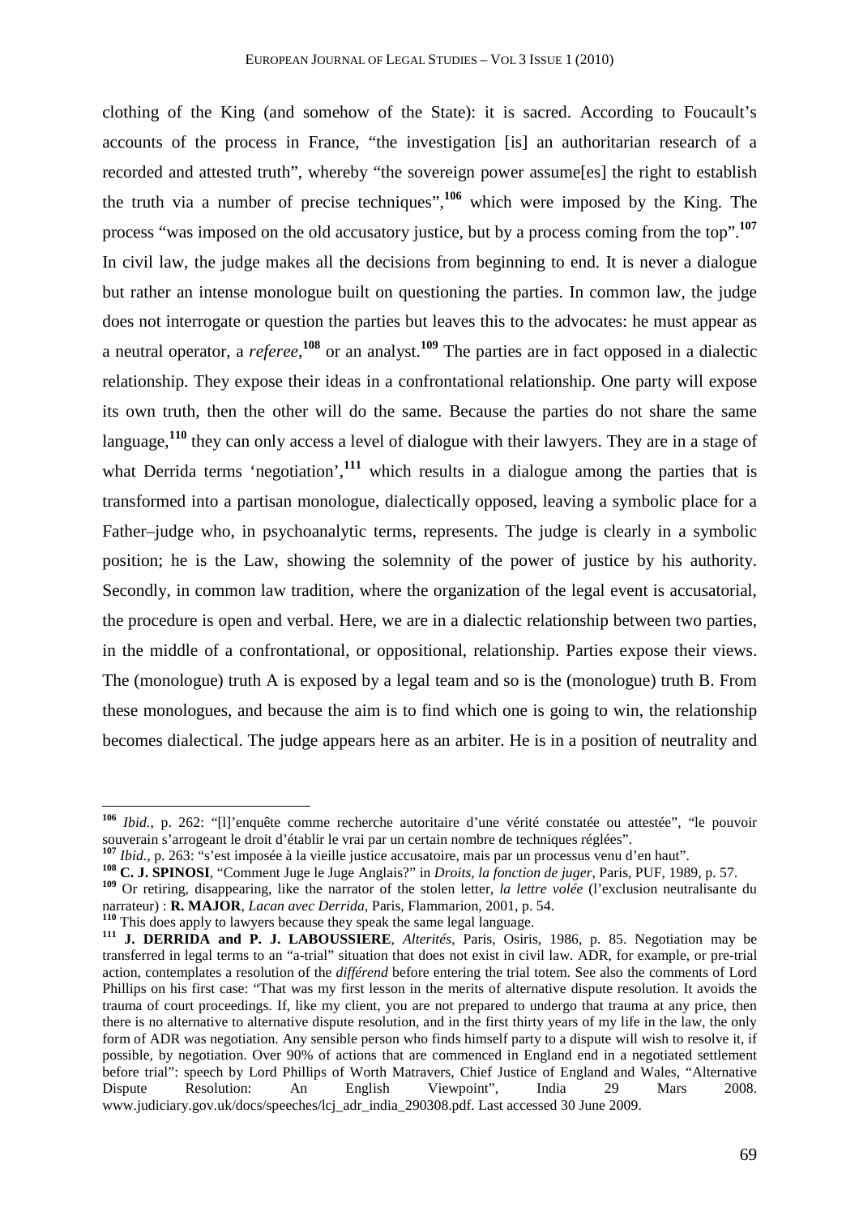clothing of the King (and somehow of the State): it is sacred. According to Foucault's accounts of the process in France, "the investigation [is] an authoritarian research of a recorded and attested truth", whereby "the sovereign power assume[es] the right to establish the truth via a number of precise techniques",[106] which were imposed by the King. The process "was imposed on the old accusatory justice, but by a process coming from the top".[107] In civil law, the judge makes all the decisions from beginning to end. It is never a dialogue but rather an intense monologue built on questioning the parties. In common law, the judge does not interrogate or question the parties but leaves this to the advocates: he must appear as a neutral operator, a *referee*,[108] or an analyst.[109] The parties are in fact opposed in a dialectic relationship. They expose their ideas in a confrontational relationship. One party will expose its own truth, then the other will do the same. Because the parties do not share the same language,[110] they can only access a level of dialogue with their lawyers. They are in a stage of what Derrida terms 'negotiation',[111] which results in a dialogue among the parties that is transformed into a partisan monologue, dialectically opposed, leaving a symbolic place for a Father–judge who, in psychoanalytic terms, represents. The judge is clearly in a symbolic position; he is the Law, showing the solemnity of the power of justice by his authority. Secondly, in common law tradition, where the organization of the legal event is accusatorial, the procedure is open and verbal. Here, we are in a dialectic relationship between two parties, in the middle of a confrontational, or oppositional, relationship. Parties expose their views. The (monologue) truth A is exposed by a legal team and so is the (monologue) truth B. From these monologues, and because the aim is to find which one is going to win, the relationship becomes dialectical. The judge appears here as an arbiter. He is in a position of neutrality and

---

[106] *Ibid.*, p. 262: "[l]'enquête comme recherche autoritaire d'une vérité constatée ou attestée", "le pouvoir souverain s'arrogeant le droit d'établir le vrai par un certain nombre de techniques réglées".

[107] *Ibid.*, p. 263: "s'est imposée à la vieille justice accusatoire, mais par un processus venu d'en haut".

[108] **C. J. SPINOSI**, "Comment Juge le Juge Anglais?" in *Droits, la fonction de juger*, Paris, PUF, 1989, p. 57.

[109] Or retiring, disappearing, like the narrator of the stolen letter, *la lettre volée* (l'exclusion neutralisante du narrateur) : **R. MAJOR**, *Lacan avec Derrida*, Paris, Flammarion, 2001, p. 54.

[110] This does apply to lawyers because they speak the same legal language.

[111] **J. DERRIDA and P. J. LABOUSSIERE**, *Alterités*, Paris, Osiris, 1986, p. 85. Negotiation may be transferred in legal terms to an "a-trial" situation that does not exist in civil law. ADR, for example, or pre-trial action, contemplates a resolution of the *différend* before entering the trial totem. See also the comments of Lord Phillips on his first case: "That was my first lesson in the merits of alternative dispute resolution. It avoids the trauma of court proceedings. If, like my client, you are not prepared to undergo that trauma at any price, then there is no alternative to alternative dispute resolution, and in the first thirty years of my life in the law, the only form of ADR was negotiation. Any sensible person who finds himself party to a dispute will wish to resolve it, if possible, by negotiation. Over 90% of actions that are commenced in England end in a negotiated settlement before trial": speech by Lord Phillips of Worth Matravers, Chief Justice of England and Wales, "Alternative Dispute Resolution: An English Viewpoint", India 29 Mars 2008. www.judiciary.gov.uk/docs/speeches/lcj_adr_india_290308.pdf. Last accessed 30 June 2009.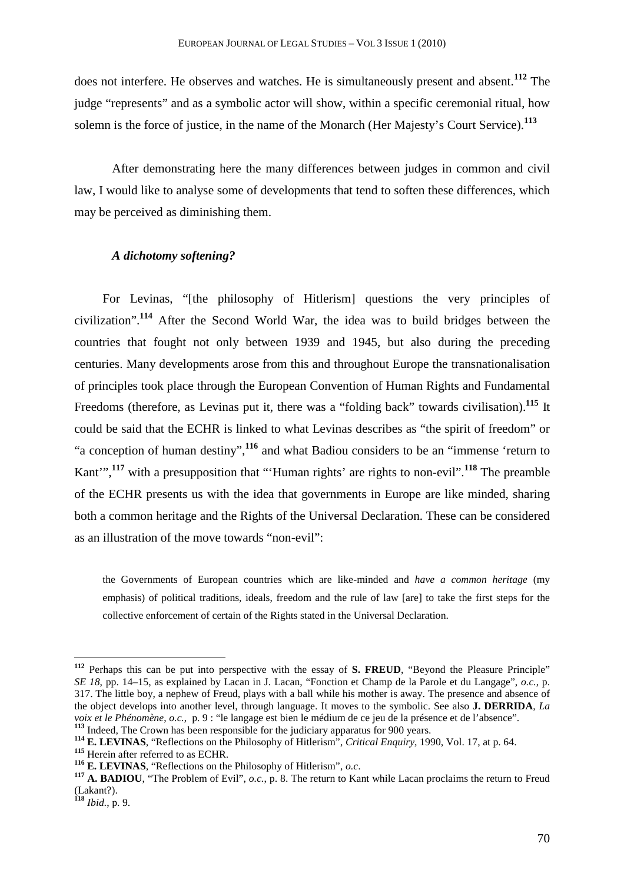does not interfere. He observes and watches. He is simultaneously present and absent.[112] The judge "represents" and as a symbolic actor will show, within a specific ceremonial ritual, how solemn is the force of justice, in the name of the Monarch (Her Majesty's Court Service).[113]

After demonstrating here the many differences between judges in common and civil law, I would like to analyse some of developments that tend to soften these differences, which may be perceived as diminishing them.

### *A dichotomy softening?*

For Levinas, "[the philosophy of Hitlerism] questions the very principles of civilization".[114] After the Second World War, the idea was to build bridges between the countries that fought not only between 1939 and 1945, but also during the preceding centuries. Many developments arose from this and throughout Europe the transnationalisation of principles took place through the European Convention of Human Rights and Fundamental Freedoms (therefore, as Levinas put it, there was a "folding back" towards civilisation).[115] It could be said that the ECHR is linked to what Levinas describes as "the spirit of freedom" or "a conception of human destiny",[116] and what Badiou considers to be an "immense 'return to Kant'",[117] with a presupposition that "'Human rights' are rights to non-evil".[118] The preamble of the ECHR presents us with the idea that governments in Europe are like minded, sharing both a common heritage and the Rights of the Universal Declaration. These can be considered as an illustration of the move towards "non-evil":

> the Governments of European countries which are like-minded and *have a common heritage* (my emphasis) of political traditions, ideals, freedom and the rule of law [are] to take the first steps for the collective enforcement of certain of the Rights stated in the Universal Declaration.

---

[112] Perhaps this can be put into perspective with the essay of **S. FREUD**, "Beyond the Pleasure Principle" *SE 18*, pp. 14–15, as explained by Lacan in J. Lacan, "Fonction et Champ de la Parole et du Langage", *o.c.*, p. 317. The little boy, a nephew of Freud, plays with a ball while his mother is away. The presence and absence of the object develops into another level, through language. It moves to the symbolic. See also **J. DERRIDA**, *La voix et le Phénomène*, *o.c.*, p. 9 : "le langage est bien le médium de ce jeu de la présence et de l'absence".

[113] Indeed, The Crown has been responsible for the judiciary apparatus for 900 years.

[114] **E. LEVINAS**, "Reflections on the Philosophy of Hitlerism", *Critical Enquiry*, 1990, Vol. 17, at p. 64.

[115] Herein after referred to as ECHR.

[116] **E. LEVINAS**, "Reflections on the Philosophy of Hitlerism", *o.c*.

[117] **A. BADIOU**, "The Problem of Evil", *o.c.*, p. 8. The return to Kant while Lacan proclaims the return to Freud (Lakant?).

[118] *Ibid.*, p. 9.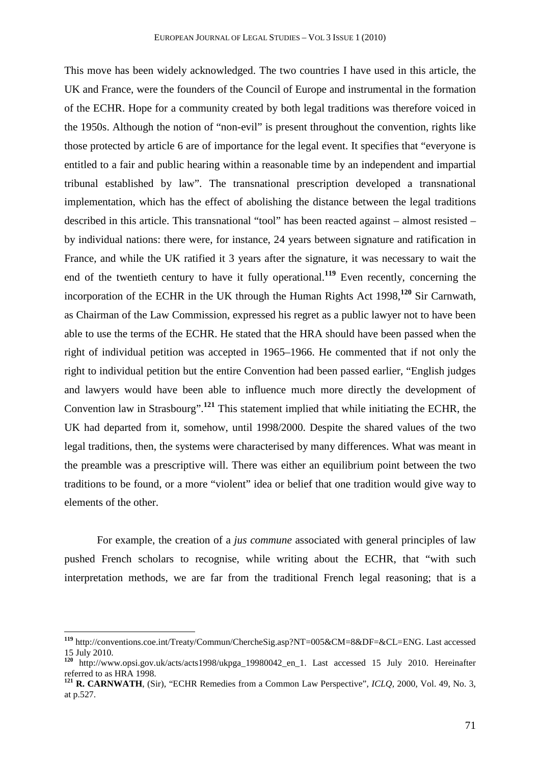This move has been widely acknowledged. The two countries I have used in this article, the UK and France, were the founders of the Council of Europe and instrumental in the formation of the ECHR. Hope for a community created by both legal traditions was therefore voiced in the 1950s. Although the notion of "non-evil" is present throughout the convention, rights like those protected by article 6 are of importance for the legal event. It specifies that "everyone is entitled to a fair and public hearing within a reasonable time by an independent and impartial tribunal established by law". The transnational prescription developed a transnational implementation, which has the effect of abolishing the distance between the legal traditions described in this article. This transnational "tool" has been reacted against – almost resisted – by individual nations: there were, for instance, 24 years between signature and ratification in France, and while the UK ratified it 3 years after the signature, it was necessary to wait the end of the twentieth century to have it fully operational.[119] Even recently, concerning the incorporation of the ECHR in the UK through the Human Rights Act 1998,[120] Sir Carnwath, as Chairman of the Law Commission, expressed his regret as a public lawyer not to have been able to use the terms of the ECHR. He stated that the HRA should have been passed when the right of individual petition was accepted in 1965–1966. He commented that if not only the right to individual petition but the entire Convention had been passed earlier, "English judges and lawyers would have been able to influence much more directly the development of Convention law in Strasbourg".[121] This statement implied that while initiating the ECHR, the UK had departed from it, somehow, until 1998/2000. Despite the shared values of the two legal traditions, then, the systems were characterised by many differences. What was meant in the preamble was a prescriptive will. There was either an equilibrium point between the two traditions to be found, or a more "violent" idea or belief that one tradition would give way to elements of the other.

For example, the creation of a *jus commune* associated with general principles of law pushed French scholars to recognise, while writing about the ECHR, that "with such interpretation methods, we are far from the traditional French legal reasoning; that is a

---

[119] http://conventions.coe.int/Treaty/Commun/ChercheSig.asp?NT=005&CM=8&DF=&CL=ENG. Last accessed 15 July 2010.

[120] http://www.opsi.gov.uk/acts/acts1998/ukpga_19980042_en_1. Last accessed 15 July 2010. Hereinafter referred to as HRA 1998.

[121] **R. CARNWATH**, (Sir), "ECHR Remedies from a Common Law Perspective", *ICLQ*, 2000, Vol. 49, No. 3, at p.527.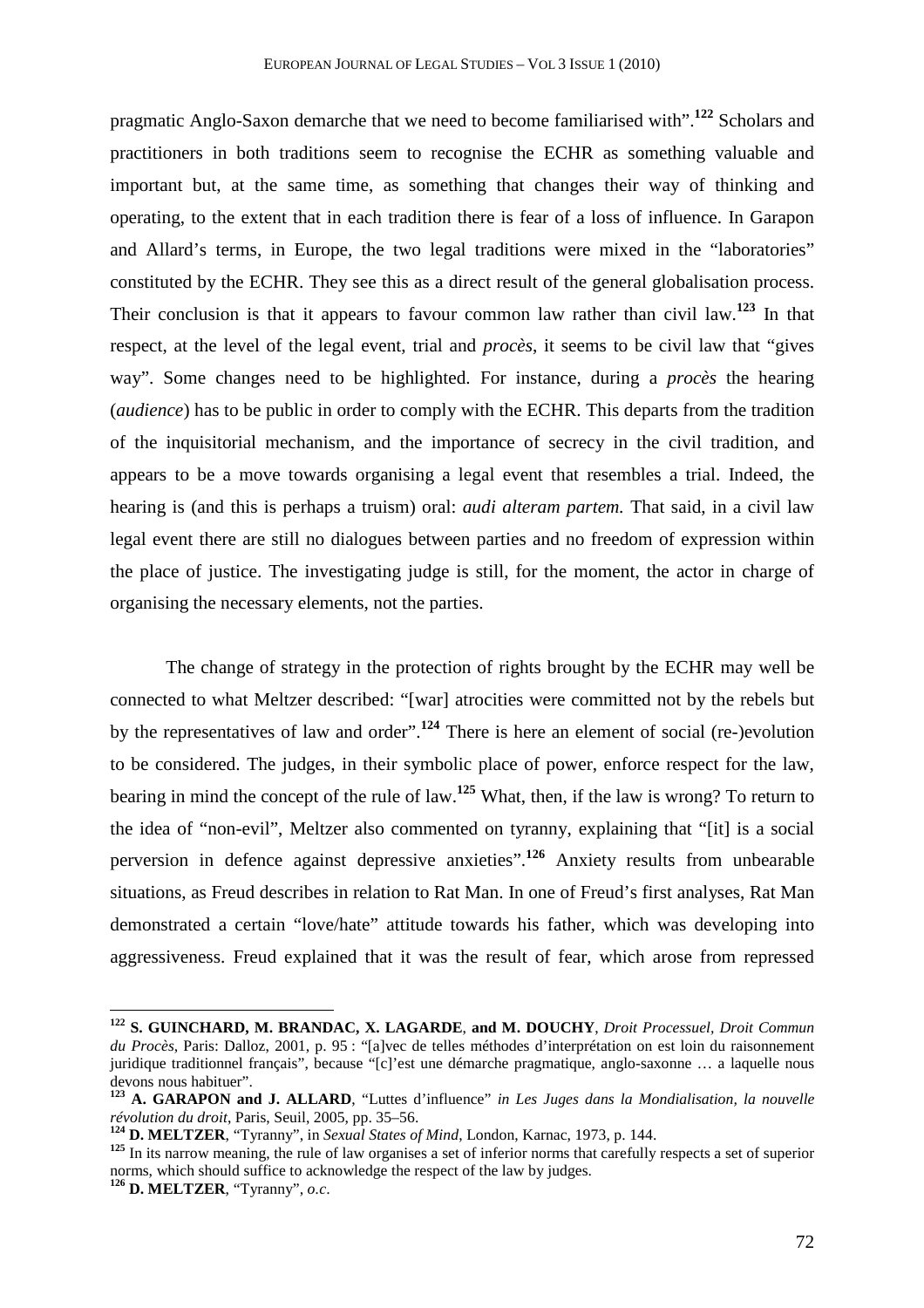pragmatic Anglo-Saxon demarche that we need to become familiarised with".[122] Scholars and practitioners in both traditions seem to recognise the ECHR as something valuable and important but, at the same time, as something that changes their way of thinking and operating, to the extent that in each tradition there is fear of a loss of influence. In Garapon and Allard's terms, in Europe, the two legal traditions were mixed in the "laboratories" constituted by the ECHR. They see this as a direct result of the general globalisation process. Their conclusion is that it appears to favour common law rather than civil law.[123] In that respect, at the level of the legal event, trial and *procès*, it seems to be civil law that "gives way". Some changes need to be highlighted. For instance, during a *procès* the hearing (*audience*) has to be public in order to comply with the ECHR. This departs from the tradition of the inquisitorial mechanism, and the importance of secrecy in the civil tradition, and appears to be a move towards organising a legal event that resembles a trial. Indeed, the hearing is (and this is perhaps a truism) oral: *audi alteram partem.* That said, in a civil law legal event there are still no dialogues between parties and no freedom of expression within the place of justice. The investigating judge is still, for the moment, the actor in charge of organising the necessary elements, not the parties.

The change of strategy in the protection of rights brought by the ECHR may well be connected to what Meltzer described: "[war] atrocities were committed not by the rebels but by the representatives of law and order".[124] There is here an element of social (re-)evolution to be considered. The judges, in their symbolic place of power, enforce respect for the law, bearing in mind the concept of the rule of law.[125] What, then, if the law is wrong? To return to the idea of "non-evil", Meltzer also commented on tyranny, explaining that "[it] is a social perversion in defence against depressive anxieties".[126] Anxiety results from unbearable situations, as Freud describes in relation to Rat Man. In one of Freud's first analyses, Rat Man demonstrated a certain "love/hate" attitude towards his father, which was developing into aggressiveness. Freud explained that it was the result of fear, which arose from repressed

---

[122] **S. GUINCHARD, M. BRANDAC, X. LAGARDE**, **and M. DOUCHY**, *Droit Processuel, Droit Commun du Procès*, Paris: Dalloz, 2001, p. 95 : "[a]vec de telles méthodes d'interprétation on est loin du raisonnement juridique traditionnel français", because "[c]'est une démarche pragmatique, anglo-saxonne … a laquelle nous devons nous habituer".

[123] **A. GARAPON and J. ALLARD**, "Luttes d'influence" *in Les Juges dans la Mondialisation, la nouvelle révolution du droit*, Paris, Seuil, 2005, pp. 35–56.

[124] **D. MELTZER**, "Tyranny", in *Sexual States of Mind*, London, Karnac, 1973, p. 144.

[125] In its narrow meaning, the rule of law organises a set of inferior norms that carefully respects a set of superior norms, which should suffice to acknowledge the respect of the law by judges.

[126] **D. MELTZER**, "Tyranny", *o.c*.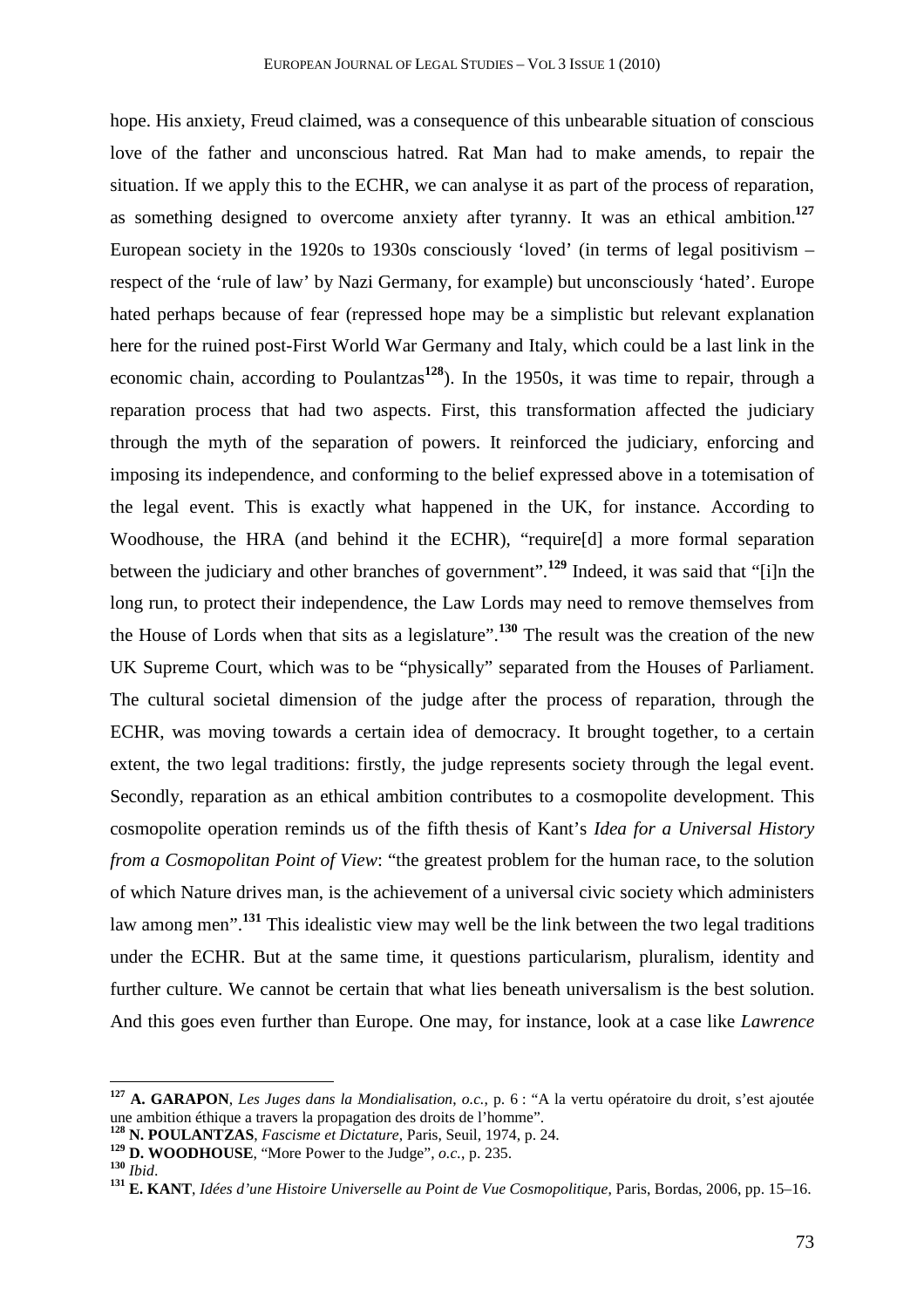hope. His anxiety, Freud claimed, was a consequence of this unbearable situation of conscious love of the father and unconscious hatred. Rat Man had to make amends, to repair the situation. If we apply this to the ECHR, we can analyse it as part of the process of reparation, as something designed to overcome anxiety after tyranny. It was an ethical ambition.[127] European society in the 1920s to 1930s consciously 'loved' (in terms of legal positivism – respect of the 'rule of law' by Nazi Germany, for example) but unconsciously 'hated'. Europe hated perhaps because of fear (repressed hope may be a simplistic but relevant explanation here for the ruined post-First World War Germany and Italy, which could be a last link in the economic chain, according to Poulantzas[128]). In the 1950s, it was time to repair, through a reparation process that had two aspects. First, this transformation affected the judiciary through the myth of the separation of powers. It reinforced the judiciary, enforcing and imposing its independence, and conforming to the belief expressed above in a totemisation of the legal event. This is exactly what happened in the UK, for instance. According to Woodhouse, the HRA (and behind it the ECHR), "require[d] a more formal separation between the judiciary and other branches of government".[129] Indeed, it was said that "[i]n the long run, to protect their independence, the Law Lords may need to remove themselves from the House of Lords when that sits as a legislature".[130] The result was the creation of the new UK Supreme Court, which was to be "physically" separated from the Houses of Parliament. The cultural societal dimension of the judge after the process of reparation, through the ECHR, was moving towards a certain idea of democracy. It brought together, to a certain extent, the two legal traditions: firstly, the judge represents society through the legal event. Secondly, reparation as an ethical ambition contributes to a cosmopolite development. This cosmopolite operation reminds us of the fifth thesis of Kant's *Idea for a Universal History from a Cosmopolitan Point of View*: "the greatest problem for the human race, to the solution of which Nature drives man, is the achievement of a universal civic society which administers law among men".[131] This idealistic view may well be the link between the two legal traditions under the ECHR. But at the same time, it questions particularism, pluralism, identity and further culture. We cannot be certain that what lies beneath universalism is the best solution. And this goes even further than Europe. One may, for instance, look at a case like *Lawrence*

---

[127] **A. GARAPON**, *Les Juges dans la Mondialisation*, *o.c.*, p. 6 : "A la vertu opératoire du droit, s'est ajoutée une ambition éthique a travers la propagation des droits de l'homme".

[128] **N. POULANTZAS**, *Fascisme et Dictature*, Paris, Seuil, 1974, p. 24.

[129] **D. WOODHOUSE**, "More Power to the Judge", *o.c.*, p. 235.

[130] *Ibid*.

[131] **E. KANT**, *Idées d'une Histoire Universelle au Point de Vue Cosmopolitique*, Paris, Bordas, 2006, pp. 15–16.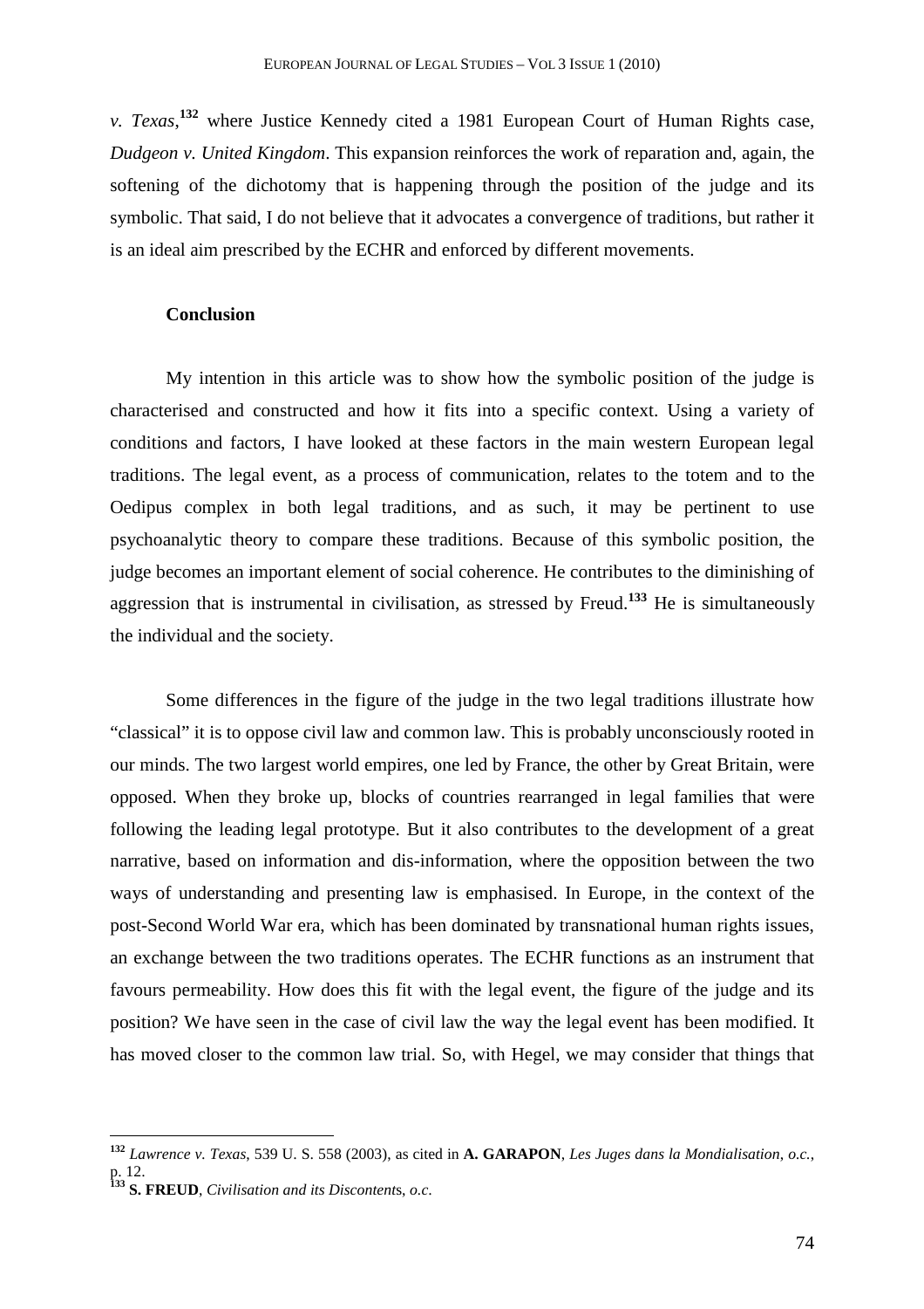*v. Texas*,[132] where Justice Kennedy cited a 1981 European Court of Human Rights case, *Dudgeon v. United Kingdom*. This expansion reinforces the work of reparation and, again, the softening of the dichotomy that is happening through the position of the judge and its symbolic. That said, I do not believe that it advocates a convergence of traditions, but rather it is an ideal aim prescribed by the ECHR and enforced by different movements.

### Conclusion

My intention in this article was to show how the symbolic position of the judge is characterised and constructed and how it fits into a specific context. Using a variety of conditions and factors, I have looked at these factors in the main western European legal traditions. The legal event, as a process of communication, relates to the totem and to the Oedipus complex in both legal traditions, and as such, it may be pertinent to use psychoanalytic theory to compare these traditions. Because of this symbolic position, the judge becomes an important element of social coherence. He contributes to the diminishing of aggression that is instrumental in civilisation, as stressed by Freud.[133] He is simultaneously the individual and the society.

Some differences in the figure of the judge in the two legal traditions illustrate how "classical" it is to oppose civil law and common law. This is probably unconsciously rooted in our minds. The two largest world empires, one led by France, the other by Great Britain, were opposed. When they broke up, blocks of countries rearranged in legal families that were following the leading legal prototype. But it also contributes to the development of a great narrative, based on information and dis-information, where the opposition between the two ways of understanding and presenting law is emphasised. In Europe, in the context of the post-Second World War era, which has been dominated by transnational human rights issues, an exchange between the two traditions operates. The ECHR functions as an instrument that favours permeability. How does this fit with the legal event, the figure of the judge and its position? We have seen in the case of civil law the way the legal event has been modified. It has moved closer to the common law trial. So, with Hegel, we may consider that things that

---

[132] *Lawrence v. Texas*, 539 U. S. 558 (2003), as cited in **A. GARAPON**, *Les Juges dans la Mondialisation*, *o.c.*, p. 12.

[133] **S. FREUD**, *Civilisation and its Discontents*, *o.c.*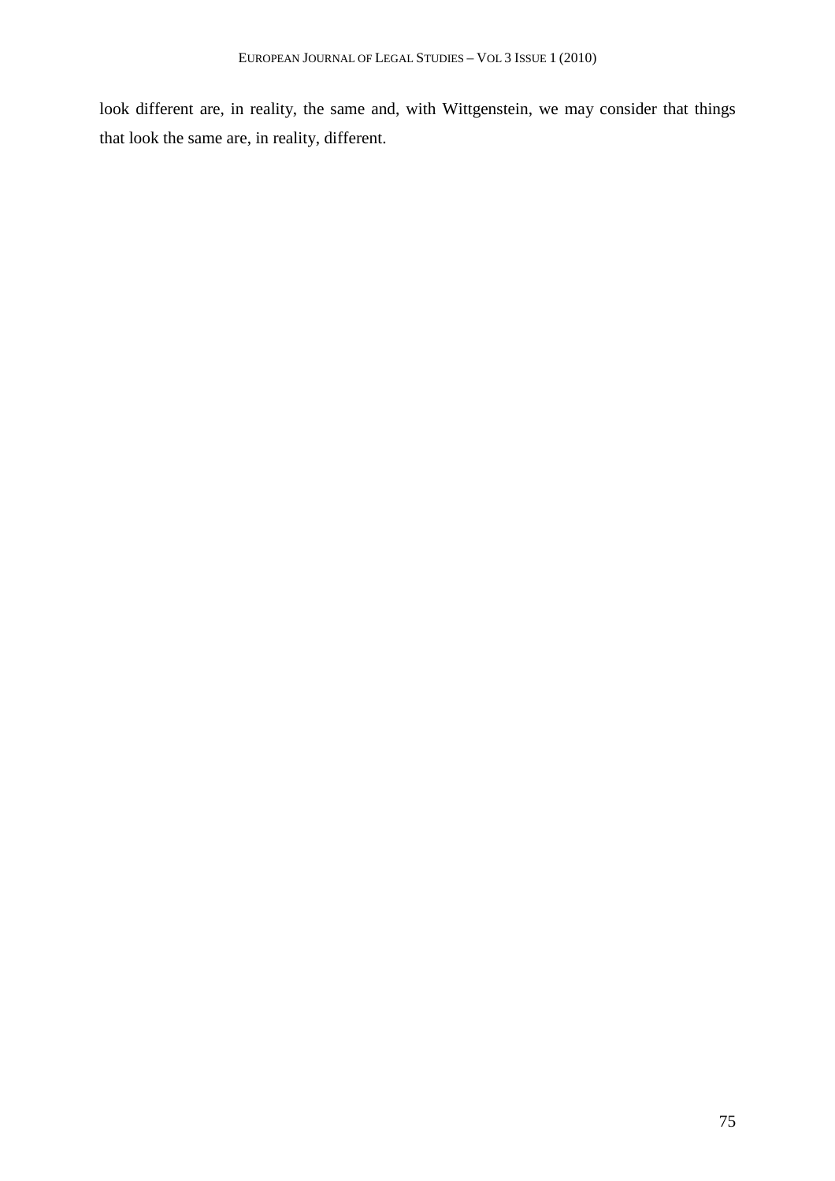look different are, in reality, the same and, with Wittgenstein, we may consider that things that look the same are, in reality, different.